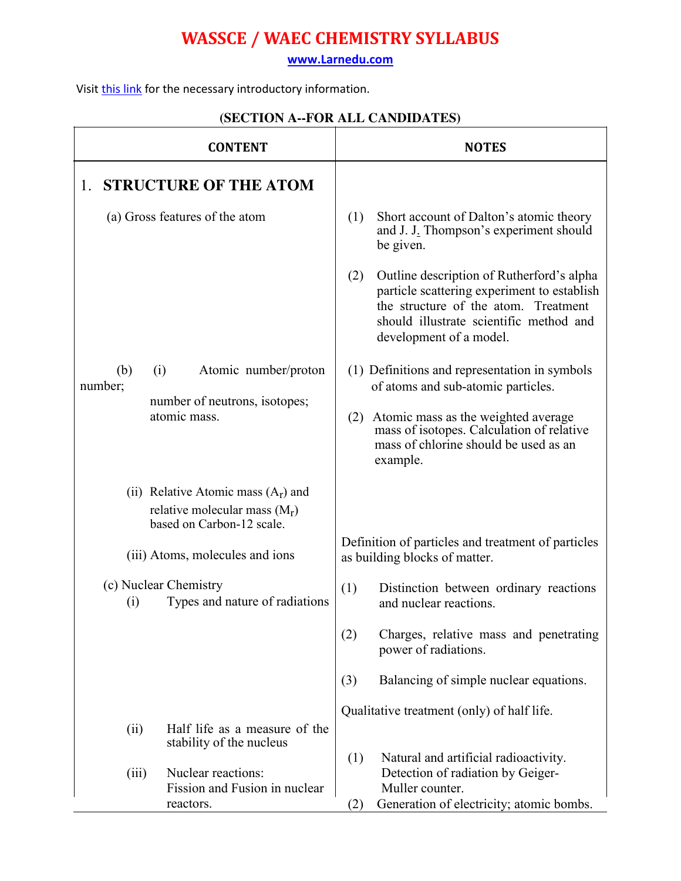# WASSCE / WAEC CHEMISTRY SYLLABUS

www.Larnedu.com

Visit this link for the necessary introductory information.

**(SECTION A--FOR ALL CANDIDATES)**

| CONTENT | NOTES |
|---|---|
| **1. STRUCTURE OF THE ATOM** | |
| (a) Gross features of the atom | (1) Short account of Dalton's atomic theory and J. J. Thompson's experiment should be given.<br><br>(2) Outline description of Rutherford's alpha particle scattering experiment to establish the structure of the atom. Treatment should illustrate scientific method and development of a model. |
| (b) (i) Atomic number/proton number; number of neutrons, isotopes; atomic mass. | (1) Definitions and representation in symbols of atoms and sub-atomic particles.<br><br>(2) Atomic mass as the weighted average mass of isotopes. Calculation of relative mass of chlorine should be used as an example. |
| (ii) Relative Atomic mass ($A_r$) and relative molecular mass ($M_r$) based on Carbon-12 scale. | |
| (iii) Atoms, molecules and ions | Definition of particles and treatment of particles as building blocks of matter. |
| (c) Nuclear Chemistry<br>(i) Types and nature of radiations | (1) Distinction between ordinary reactions and nuclear reactions.<br><br>(2) Charges, relative mass and penetrating power of radiations.<br><br>(3) Balancing of simple nuclear equations. |
| (ii) Half life as a measure of the stability of the nucleus | Qualitative treatment (only) of half life. |
| (iii) Nuclear reactions: Fission and Fusion in nuclear reactors. | (1) Natural and artificial radioactivity. Detection of radiation by Geiger-Muller counter.<br>(2) Generation of electricity; atomic bombs. |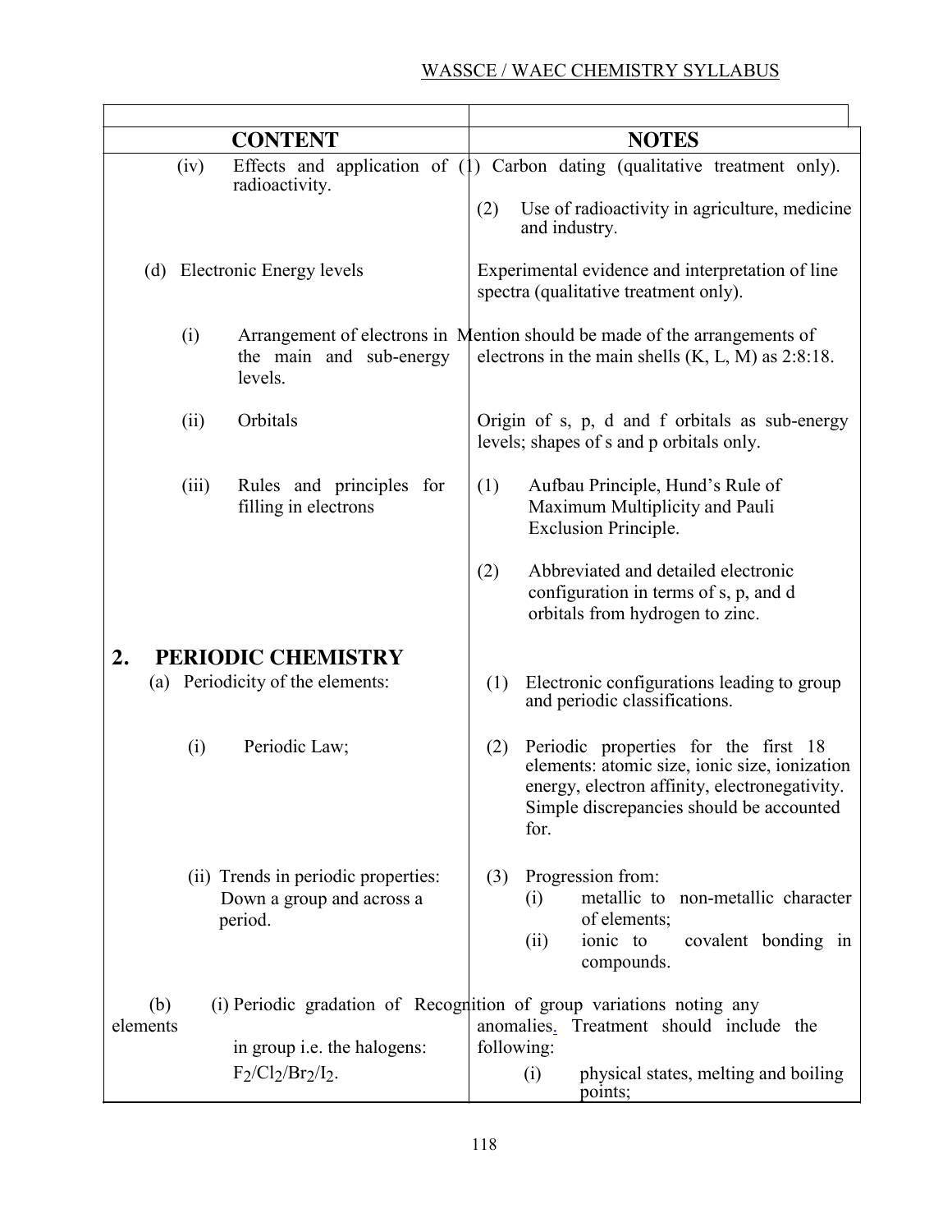| CONTENT | NOTES |
|---|---|
| (iv) Effects and application of radioactivity. | (1) Carbon dating (qualitative treatment only).<br>(2) Use of radioactivity in agriculture, medicine and industry. |
| (d) Electronic Energy levels | Experimental evidence and interpretation of line spectra (qualitative treatment only). |
| (i) Arrangement of electrons in the main and sub-energy levels. | Mention should be made of the arrangements of electrons in the main shells (K, L, M) as 2:8:18. |
| (ii) Orbitals | Origin of s, p, d and f orbitals as sub-energy levels; shapes of s and p orbitals only. |
| (iii) Rules and principles for filling in electrons | (1) Aufbau Principle, Hund's Rule of Maximum Multiplicity and Pauli Exclusion Principle.<br>(2) Abbreviated and detailed electronic configuration in terms of s, p, and d orbitals from hydrogen to zinc. |
| **2. PERIODIC CHEMISTRY** | |
| (a) Periodicity of the elements: | (1) Electronic configurations leading to group and periodic classifications. |
| (i) Periodic Law; | (2) Periodic properties for the first 18 elements: atomic size, ionic size, ionization energy, electron affinity, electronegativity. Simple discrepancies should be accounted for. |
| (ii) Trends in periodic properties: Down a group and across a period. | (3) Progression from:<br>(i) metallic to non-metallic character of elements;<br>(ii) ionic to covalent bonding in compounds. |
| (b) (i) Periodic gradation of elements in group i.e. the halogens: $F_2/Cl_2/Br_2/I_2$. | Recognition of group variations noting any anomalies. Treatment should include the following:<br>(i) physical states, melting and boiling points; |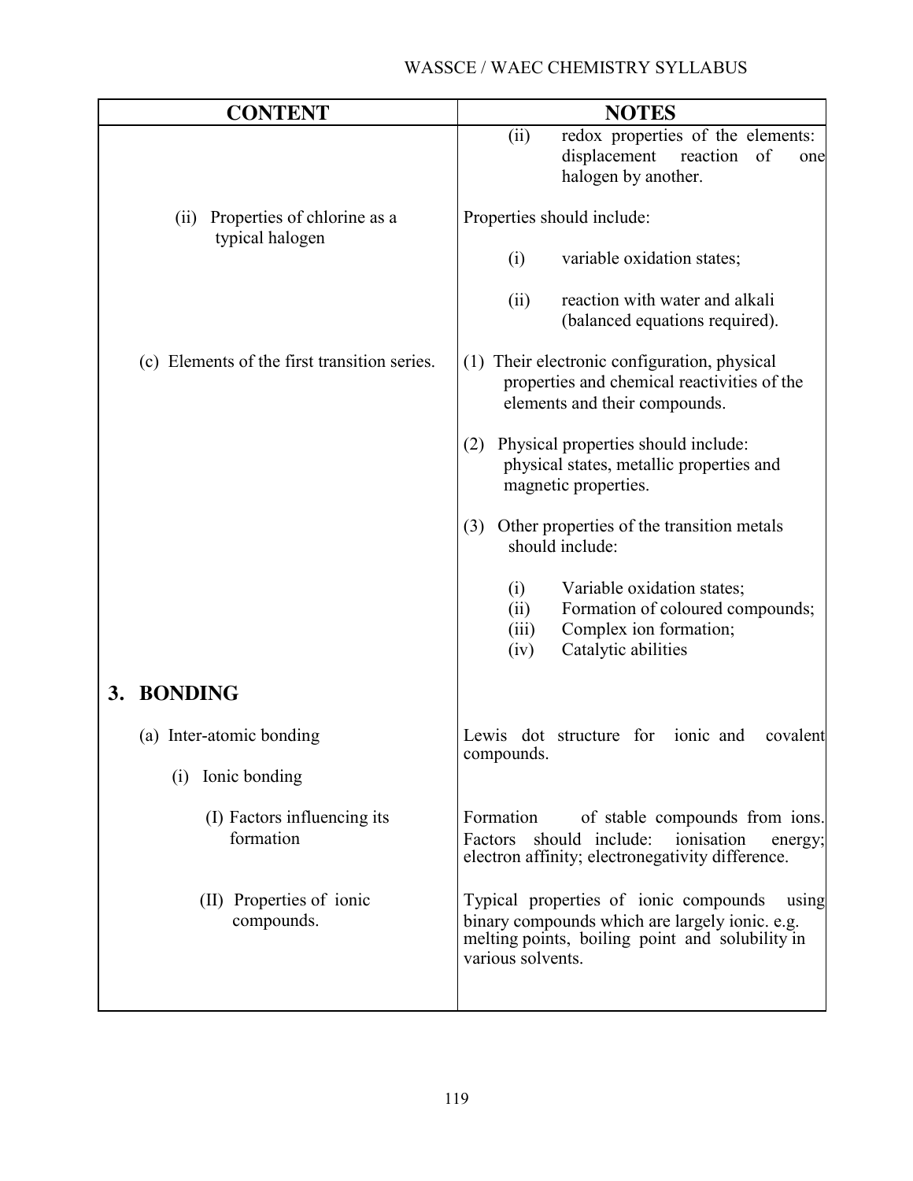| CONTENT | NOTES |
|---|---|
| | (ii) redox properties of the elements: displacement reaction of one halogen by another. |
| (ii) Properties of chlorine as a typical halogen | Properties should include:<br><br>(i) variable oxidation states;<br><br>(ii) reaction with water and alkali (balanced equations required). |
| (c) Elements of the first transition series. | (1) Their electronic configuration, physical properties and chemical reactivities of the elements and their compounds.<br><br>(2) Physical properties should include: physical states, metallic properties and magnetic properties.<br><br>(3) Other properties of the transition metals should include:<br><br>(i) Variable oxidation states;<br>(ii) Formation of coloured compounds;<br>(iii) Complex ion formation;<br>(iv) Catalytic abilities |
| **3. BONDING** | |
| (a) Inter-atomic bonding<br><br>(i) Ionic bonding | Lewis dot structure for ionic and covalent compounds. |
| (I) Factors influencing its formation | Formation of stable compounds from ions. Factors should include: ionisation energy; electron affinity; electronegativity difference. |
| (II) Properties of ionic compounds. | Typical properties of ionic compounds using binary compounds which are largely ionic. e.g. melting points, boiling point and solubility in various solvents. |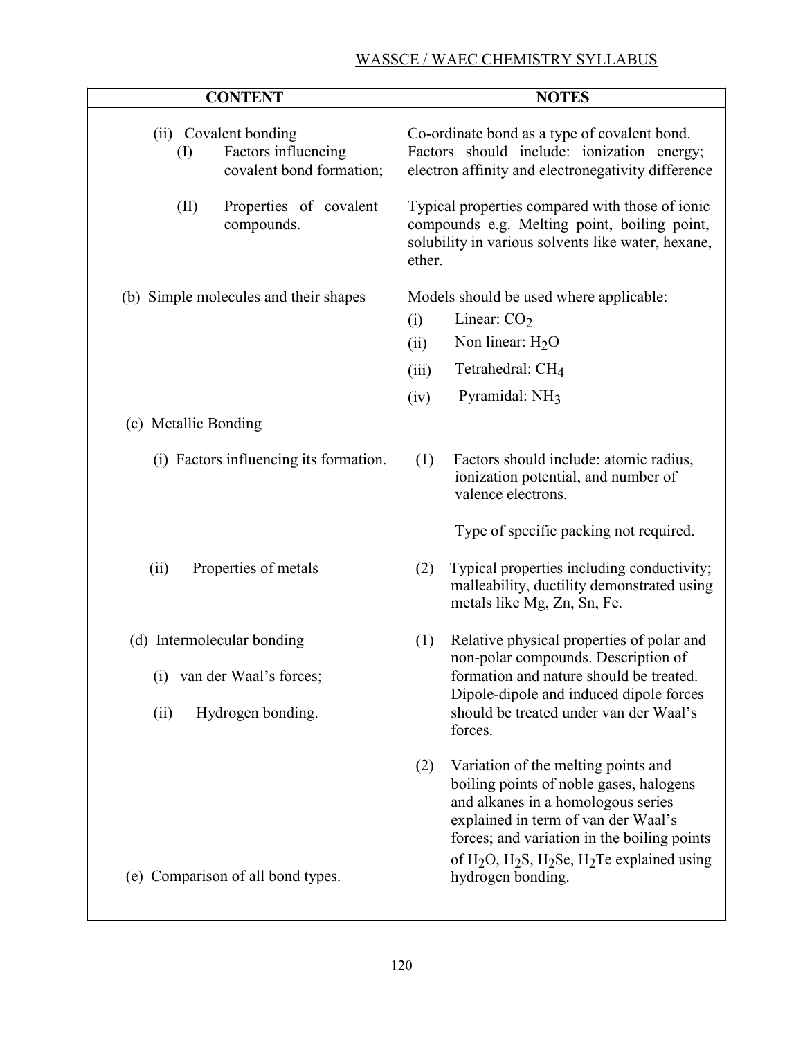| CONTENT | NOTES |
|---|---|
| (ii) Covalent bonding<br>(I) Factors influencing covalent bond formation; | Co-ordinate bond as a type of covalent bond. Factors should include: ionization energy; electron affinity and electronegativity difference |
| (II) Properties of covalent compounds. | Typical properties compared with those of ionic compounds e.g. Melting point, boiling point, solubility in various solvents like water, hexane, ether. |
| (b) Simple molecules and their shapes | Models should be used where applicable:<br>(i) Linear: $CO_2$<br>(ii) Non linear: $H_2O$<br>(iii) Tetrahedral: $CH_4$<br>(iv) Pyramidal: $NH_3$ |
| (c) Metallic Bonding | |
| (i) Factors influencing its formation. | (1) Factors should include: atomic radius, ionization potential, and number of valence electrons.<br><br>Type of specific packing not required. |
| (ii) Properties of metals | (2) Typical properties including conductivity; malleability, ductility demonstrated using metals like Mg, Zn, Sn, Fe. |
| (d) Intermolecular bonding<br>(i) van der Waal's forces;<br>(ii) Hydrogen bonding. | (1) Relative physical properties of polar and non-polar compounds. Description of formation and nature should be treated. Dipole-dipole and induced dipole forces should be treated under van der Waal's forces.<br><br>(2) Variation of the melting points and boiling points of noble gases, halogens and alkanes in a homologous series explained in term of van der Waal's forces; and variation in the boiling points of $H_2O$, $H_2S$, $H_2Se$, $H_2Te$ explained using hydrogen bonding. |
| (e) Comparison of all bond types. | |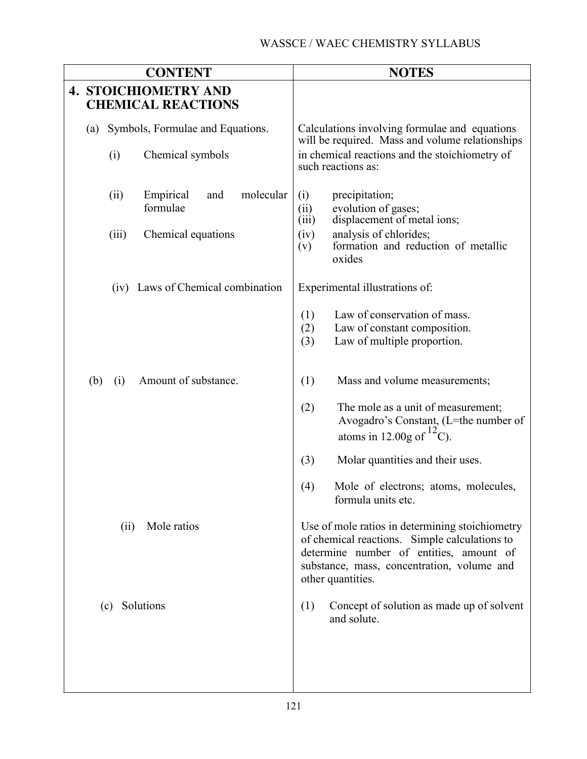| CONTENT | NOTES |
|---|---|
| **4. STOICHIOMETRY AND CHEMICAL REACTIONS** | |
| (a) Symbols, Formulae and Equations. | Calculations involving formulae and equations will be required. Mass and volume relationships in chemical reactions and the stoichiometry of such reactions as: |
| (i) Chemical symbols | |
| (ii) Empirical and molecular formulae | (i) precipitation;<br>(ii) evolution of gases;<br>(iii) displacement of metal ions;<br>(iv) analysis of chlorides;<br>(v) formation and reduction of metallic oxides |
| (iii) Chemical equations | |
| (iv) Laws of Chemical combination | Experimental illustrations of:<br>(1) Law of conservation of mass.<br>(2) Law of constant composition.<br>(3) Law of multiple proportion. |
| (b) (i) Amount of substance. | (1) Mass and volume measurements;<br>(2) The mole as a unit of measurement; Avogadro's Constant, (L=the number of atoms in 12.00g of $^{12}C$).<br>(3) Molar quantities and their uses.<br>(4) Mole of electrons; atoms, molecules, formula units etc. |
| (ii) Mole ratios | Use of mole ratios in determining stoichiometry of chemical reactions. Simple calculations to determine number of entities, amount of substance, mass, concentration, volume and other quantities. |
| (c) Solutions | (1) Concept of solution as made up of solvent and solute. |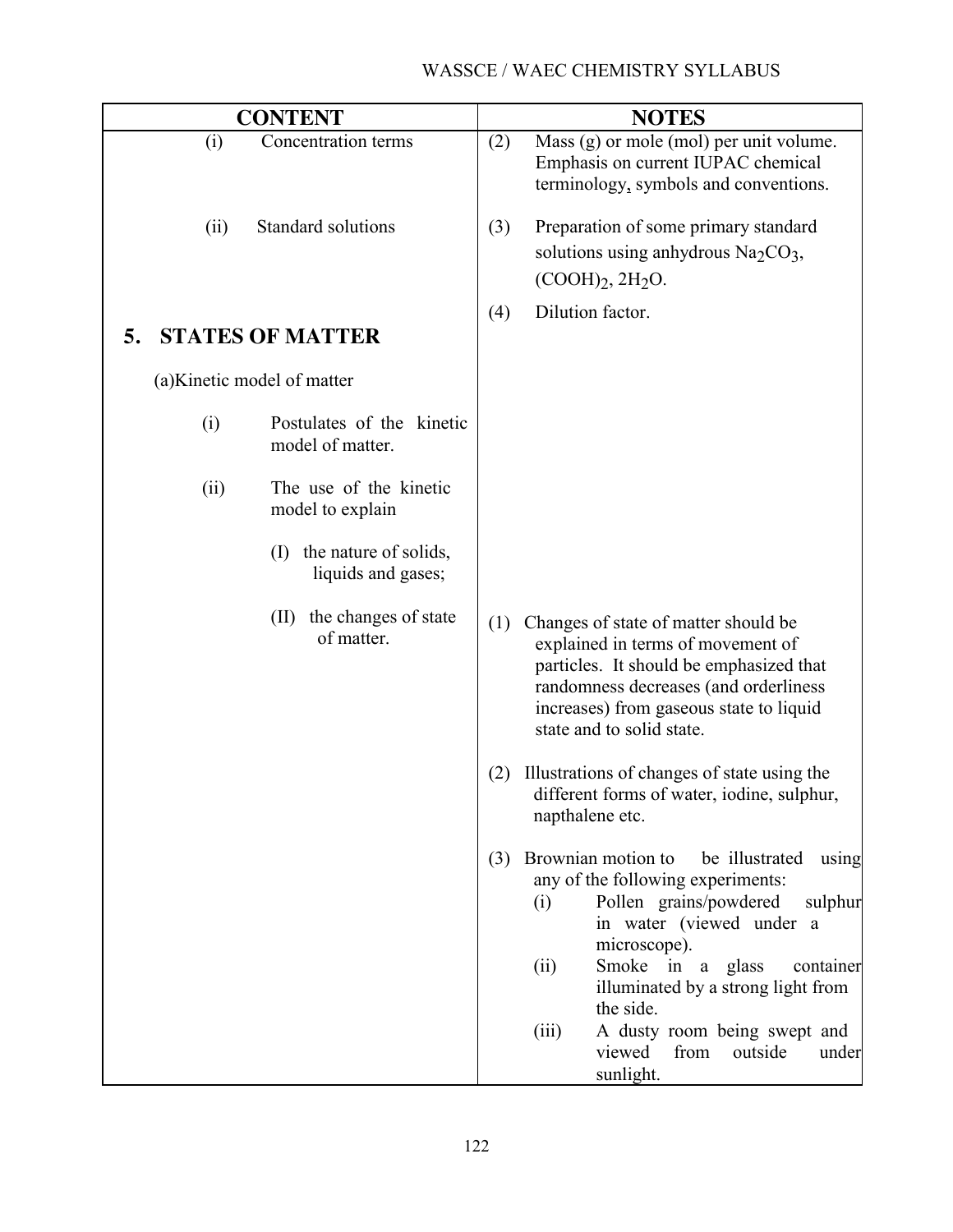| CONTENT | NOTES |
| --- | --- |
| (i) Concentration terms | (2) Mass (g) or mole (mol) per unit volume. Emphasis on current IUPAC chemical terminology, symbols and conventions. |
| (ii) Standard solutions | (3) Preparation of some primary standard solutions using anhydrous $Na_2CO_3$, $(COOH)_2, 2H_2O$. |
| | (4) Dilution factor. |
| **5. STATES OF MATTER** | |
| (a) Kinetic model of matter | |
| (i) Postulates of the kinetic model of matter. | |
| (ii) The use of the kinetic model to explain | |
| (I) the nature of solids, liquids and gases; | |
| (II) the changes of state of matter. | (1) Changes of state of matter should be explained in terms of movement of particles. It should be emphasized that randomness decreases (and orderliness increases) from gaseous state to liquid state and to solid state. |
| | (2) Illustrations of changes of state using the different forms of water, iodine, sulphur, napthalene etc. |
| | (3) Brownian motion to be illustrated using any of the following experiments:<br>(i) Pollen grains/powdered sulphur in water (viewed under a microscope).<br>(ii) Smoke in a glass container illuminated by a strong light from the side.<br>(iii) A dusty room being swept and viewed from outside under sunlight. |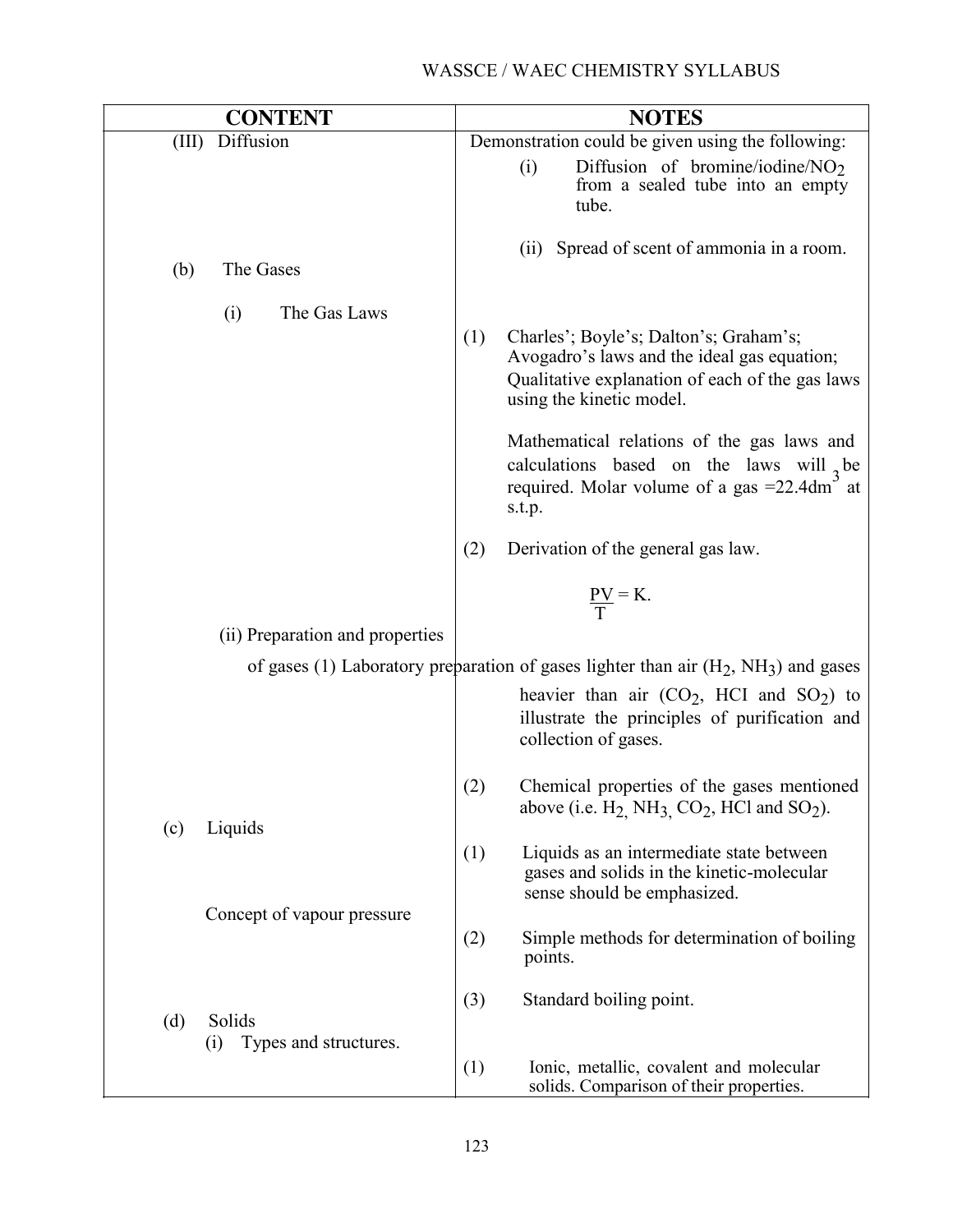| CONTENT | NOTES |
|---|---|
| (III) Diffusion | Demonstration could be given using the following: (i) Diffusion of bromine/iodine/$NO_2$ from a sealed tube into an empty tube. (ii) Spread of scent of ammonia in a room. |
| (b) The Gases | |
| (i) The Gas Laws | (1) Charles'; Boyle's; Dalton's; Graham's; Avogadro's laws and the ideal gas equation; Qualitative explanation of each of the gas laws using the kinetic model. Mathematical relations of the gas laws and calculations based on the laws will be required. Molar volume of a gas =$22.4dm^3$ at s.t.p. |
| | (2) Derivation of the general gas law. $\frac{PV}{T} = K.$ |
| (ii) Preparation and properties of gases | (1) Laboratory preparation of gases lighter than air ($H_2$, $NH_3$) and gases heavier than air ($CO_2$, HCI and $SO_2$) to illustrate the principles of purification and collection of gases. |
| | (2) Chemical properties of the gases mentioned above (i.e. $H_2$, $NH_3$, $CO_2$, HCl and $SO_2$). |
| (c) Liquids | (1) Liquids as an intermediate state between gases and solids in the kinetic-molecular sense should be emphasized. |
| Concept of vapour pressure | (2) Simple methods for determination of boiling points. |
| | (3) Standard boiling point. |
| (d) Solids (i) Types and structures. | (1) Ionic, metallic, covalent and molecular solids. Comparison of their properties. |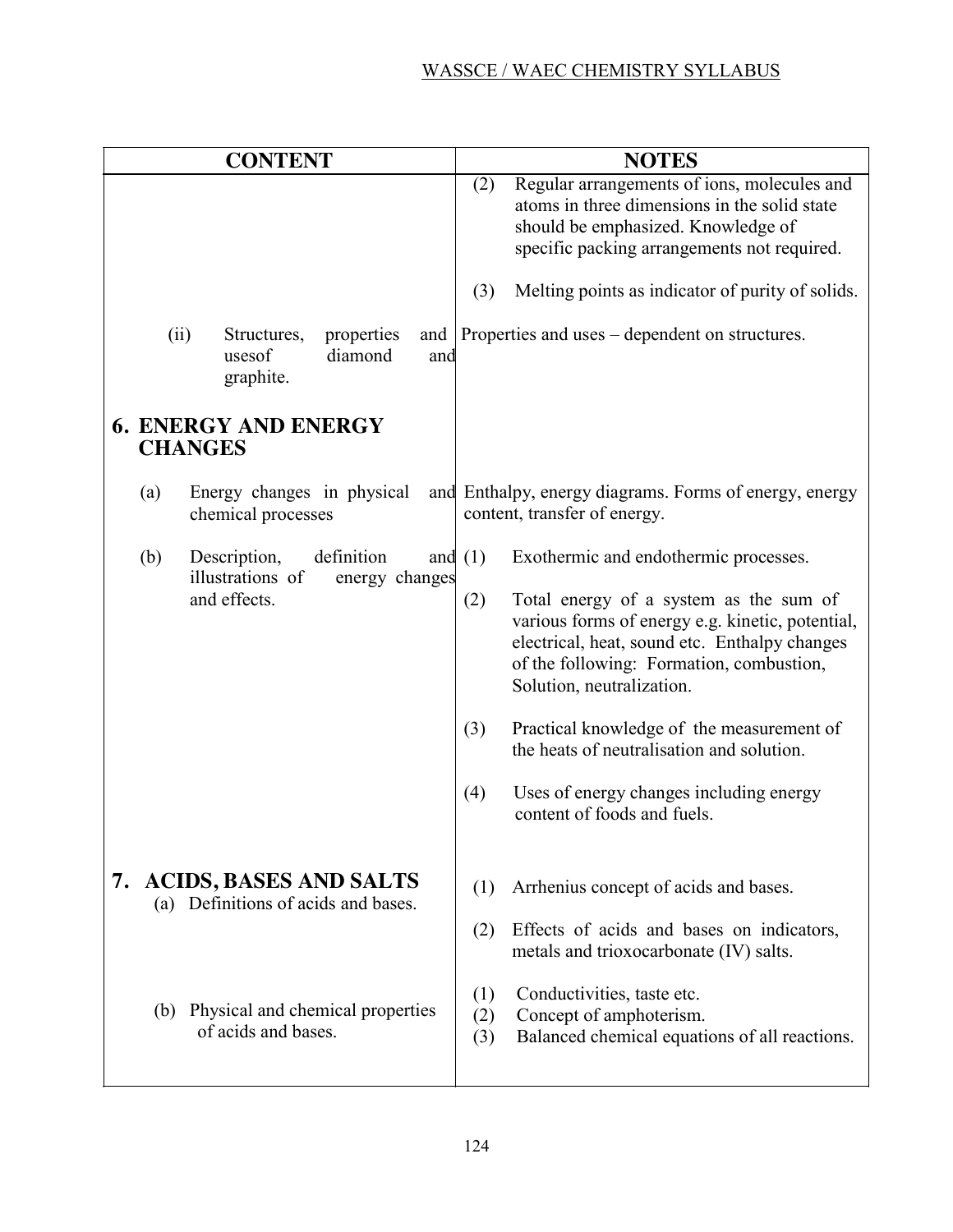| CONTENT | NOTES |
|---|---|
| | (2) Regular arrangements of ions, molecules and atoms in three dimensions in the solid state should be emphasized. Knowledge of specific packing arrangements not required.<br><br>(3) Melting points as indicator of purity of solids. |
| (ii) Structures, properties and usesof diamond and graphite. | Properties and uses – dependent on structures. |
| **6. ENERGY AND ENERGY CHANGES** | |
| (a) Energy changes in physical and chemical processes | Enthalpy, energy diagrams. Forms of energy, energy content, transfer of energy. |
| (b) Description, definition and illustrations of energy changes and effects. | (1) Exothermic and endothermic processes.<br><br>(2) Total energy of a system as the sum of various forms of energy e.g. kinetic, potential, electrical, heat, sound etc. Enthalpy changes of the following: Formation, combustion, Solution, neutralization.<br><br>(3) Practical knowledge of the measurement of the heats of neutralisation and solution.<br><br>(4) Uses of energy changes including energy content of foods and fuels. |
| **7. ACIDS, BASES AND SALTS**<br>(a) Definitions of acids and bases. | (1) Arrhenius concept of acids and bases.<br><br>(2) Effects of acids and bases on indicators, metals and trioxocarbonate (IV) salts. |
| (b) Physical and chemical properties of acids and bases. | (1) Conductivities, taste etc.<br>(2) Concept of amphoterism.<br>(3) Balanced chemical equations of all reactions. |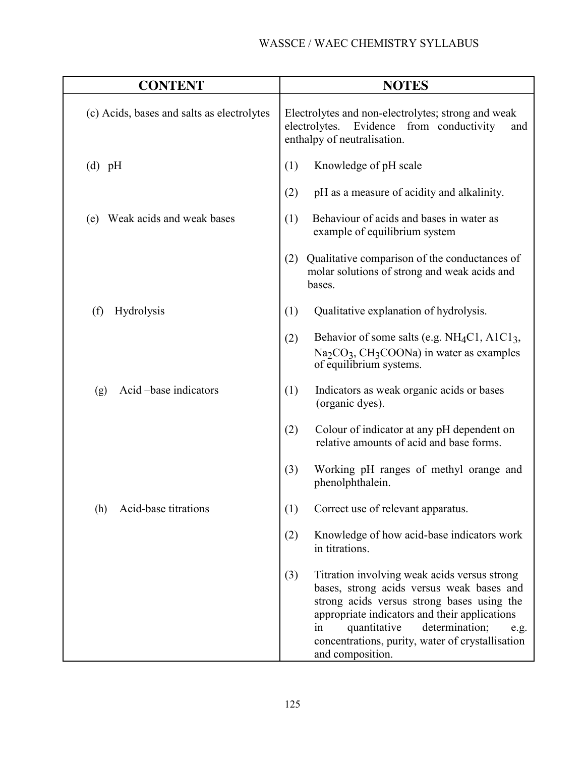| CONTENT | NOTES |
|---|---|
| (c) Acids, bases and salts as electrolytes | Electrolytes and non-electrolytes; strong and weak electrolytes. Evidence from conductivity and enthalpy of neutralisation. |
| (d) pH | (1) Knowledge of pH scale<br>(2) pH as a measure of acidity and alkalinity. |
| (e) Weak acids and weak bases | (1) Behaviour of acids and bases in water as example of equilibrium system<br>(2) Qualitative comparison of the conductances of molar solutions of strong and weak acids and bases. |
| (f) Hydrolysis | (1) Qualitative explanation of hydrolysis.<br>(2) Behavior of some salts (e.g. $NH_4Cl$, $AlCl_3$, $Na_2CO_3$, $CH_3COONa$) in water as examples of equilibrium systems. |
| (g) Acid –base indicators | (1) Indicators as weak organic acids or bases (organic dyes).<br>(2) Colour of indicator at any pH dependent on relative amounts of acid and base forms.<br>(3) Working pH ranges of methyl orange and phenolphthalein. |
| (h) Acid-base titrations | (1) Correct use of relevant apparatus.<br>(2) Knowledge of how acid-base indicators work in titrations.<br>(3) Titration involving weak acids versus strong bases, strong acids versus weak bases and strong acids versus strong bases using the appropriate indicators and their applications in quantitative determination; e.g. concentrations, purity, water of crystallisation and composition. |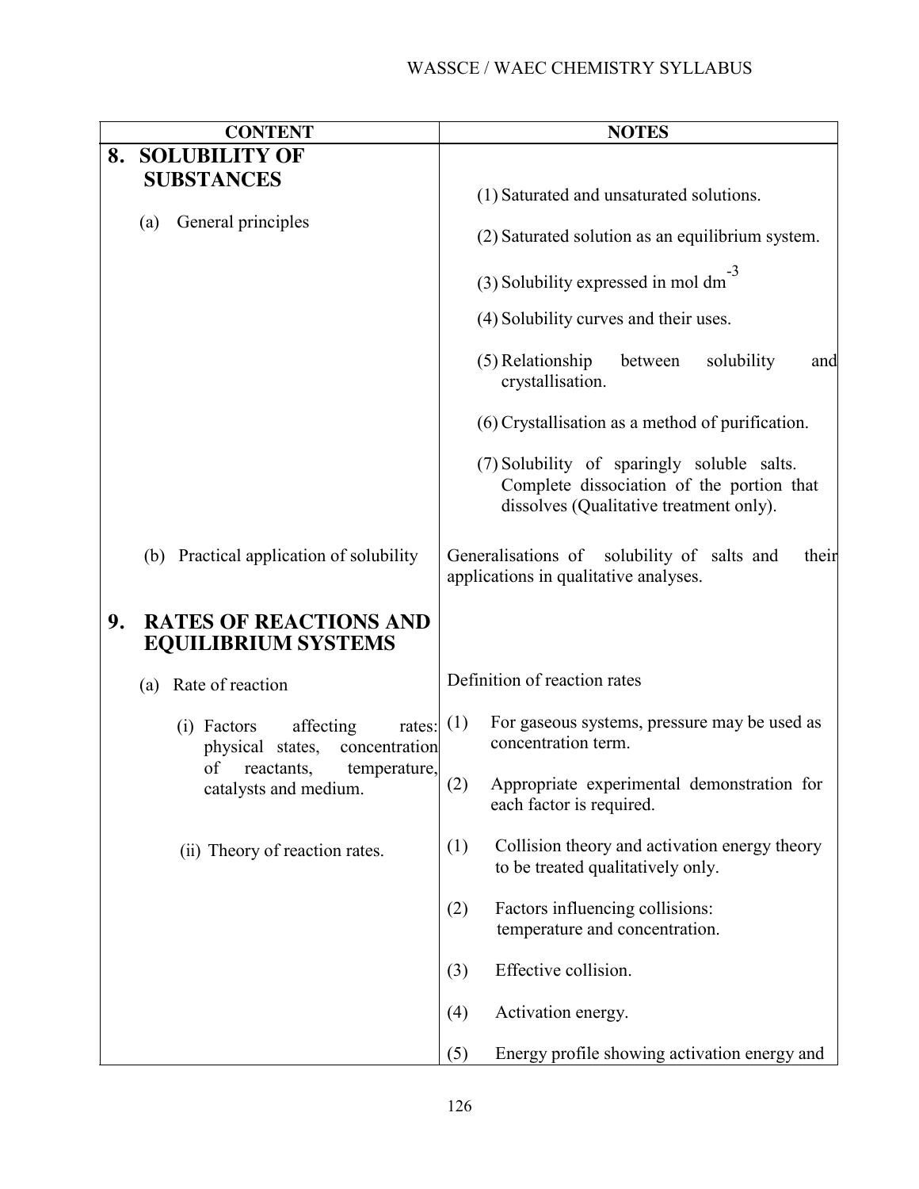| CONTENT | NOTES |
|---|---|
| **8. SOLUBILITY OF SUBSTANCES** | |
| (a) General principles | (1) Saturated and unsaturated solutions.<br>(2) Saturated solution as an equilibrium system.<br>(3) Solubility expressed in mol $dm^{-3}$<br>(4) Solubility curves and their uses.<br>(5) Relationship between solubility and crystallisation.<br>(6) Crystallisation as a method of purification.<br>(7) Solubility of sparingly soluble salts. Complete dissociation of the portion that dissolves (Qualitative treatment only). |
| (b) Practical application of solubility | Generalisations of solubility of salts and their applications in qualitative analyses. |
| **9. RATES OF REACTIONS AND EQUILIBRIUM SYSTEMS** | |
| (a) Rate of reaction | Definition of reaction rates |
| (i) Factors affecting rates: physical states, concentration of reactants, temperature, catalysts and medium. | (1) For gaseous systems, pressure may be used as concentration term.<br>(2) Appropriate experimental demonstration for each factor is required. |
| (ii) Theory of reaction rates. | (1) Collision theory and activation energy theory to be treated qualitatively only.<br>(2) Factors influencing collisions: temperature and concentration.<br>(3) Effective collision.<br>(4) Activation energy.<br>(5) Energy profile showing activation energy and |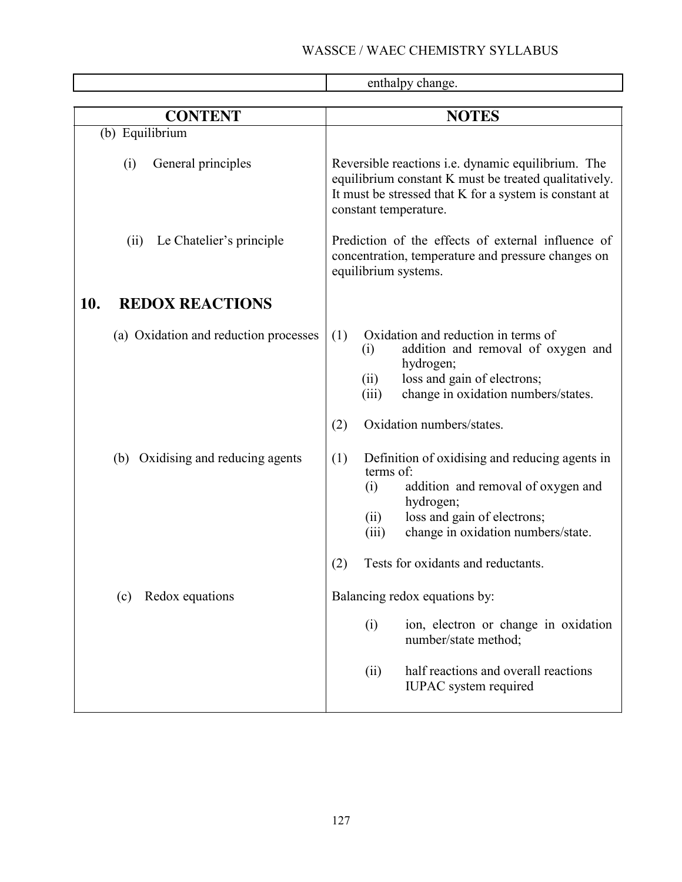| | enthalpy change. |
|---|---|

| CONTENT | NOTES |
|---|---|
| (b) Equilibrium | |
| (i) General principles | Reversible reactions i.e. dynamic equilibrium. The equilibrium constant K must be treated qualitatively. It must be stressed that K for a system is constant at constant temperature. |
| (ii) Le Chatelier's principle | Prediction of the effects of external influence of concentration, temperature and pressure changes on equilibrium systems. |
| **10. REDOX REACTIONS** | |
| (a) Oxidation and reduction processes | (1) Oxidation and reduction in terms of<br>(i) addition and removal of oxygen and hydrogen;<br>(ii) loss and gain of electrons;<br>(iii) change in oxidation numbers/states.<br><br>(2) Oxidation numbers/states. |
| (b) Oxidising and reducing agents | (1) Definition of oxidising and reducing agents in terms of:<br>(i) addition and removal of oxygen and hydrogen;<br>(ii) loss and gain of electrons;<br>(iii) change in oxidation numbers/state.<br><br>(2) Tests for oxidants and reductants. |
| (c) Redox equations | Balancing redox equations by:<br>(i) ion, electron or change in oxidation number/state method;<br>(ii) half reactions and overall reactions IUPAC system required |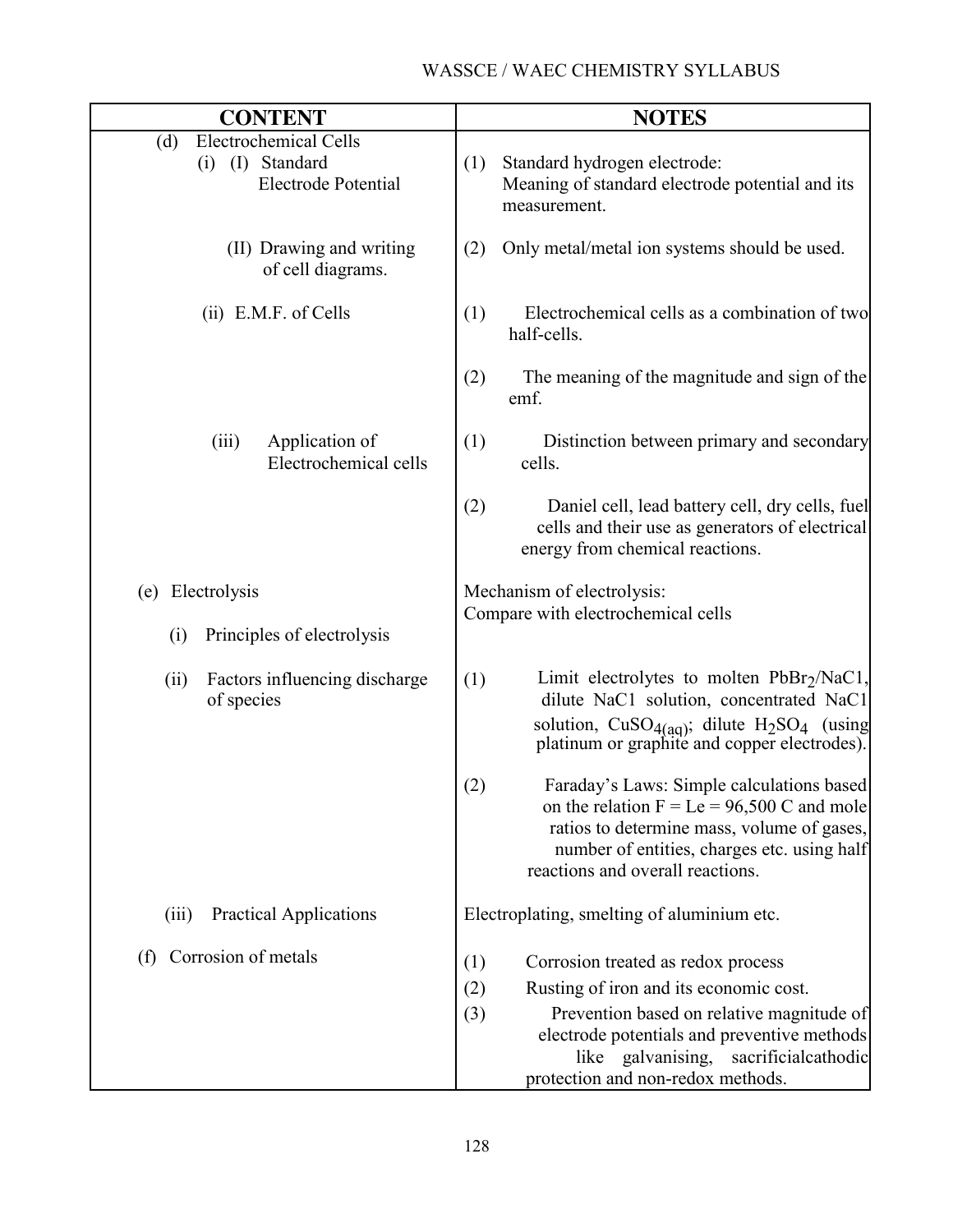| CONTENT | NOTES |
|---|---|
| (d) Electrochemical Cells<br>(i) (I) Standard Electrode Potential | (1) Standard hydrogen electrode: Meaning of standard electrode potential and its measurement. |
| (II) Drawing and writing of cell diagrams. | (2) Only metal/metal ion systems should be used. |
| (ii) E.M.F. of Cells | (1) Electrochemical cells as a combination of two half-cells. |
| | (2) The meaning of the magnitude and sign of the emf. |
| (iii) Application of Electrochemical cells | (1) Distinction between primary and secondary cells. |
| | (2) Daniel cell, lead battery cell, dry cells, fuel cells and their use as generators of electrical energy from chemical reactions. |
| (e) Electrolysis<br>(i) Principles of electrolysis | Mechanism of electrolysis: Compare with electrochemical cells |
| (ii) Factors influencing discharge of species | (1) Limit electrolytes to molten $PbBr_2$/NaC1, dilute NaC1 solution, concentrated NaC1 solution, $CuSO_{4(aq)}$; dilute $H_2SO_4$ (using platinum or graphite and copper electrodes). |
| | (2) Faraday's Laws: Simple calculations based on the relation F = Le = 96,500 C and mole ratios to determine mass, volume of gases, number of entities, charges etc. using half reactions and overall reactions. |
| (iii) Practical Applications | Electroplating, smelting of aluminium etc. |
| (f) Corrosion of metals | (1) Corrosion treated as redox process<br>(2) Rusting of iron and its economic cost.<br>(3) Prevention based on relative magnitude of electrode potentials and preventive methods like galvanising, sacrificialcathodic protection and non-redox methods. |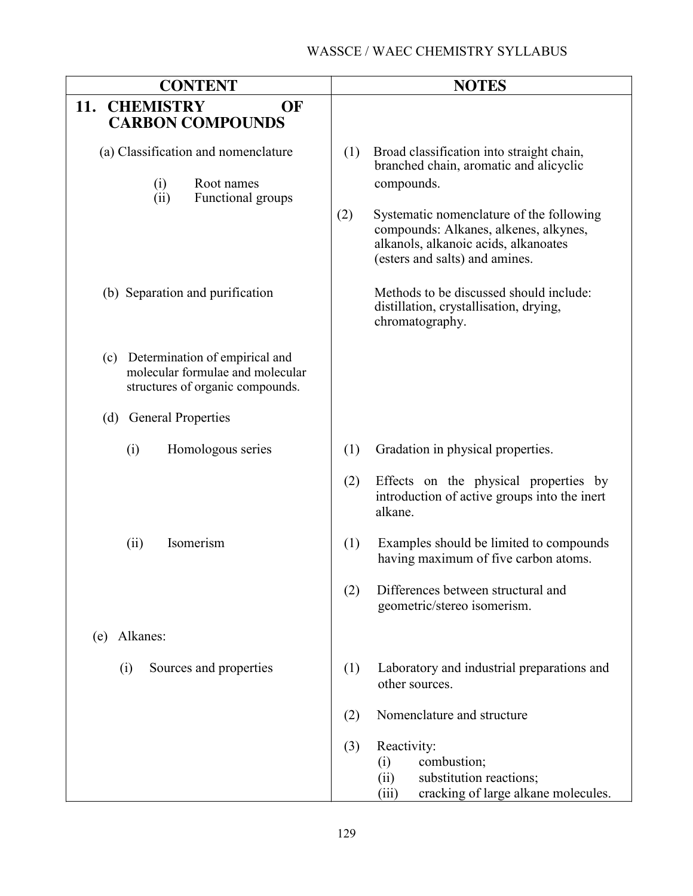| CONTENT | NOTES |
|---|---|
| **11. CHEMISTRY OF CARBON COMPOUNDS** | |
| (a) Classification and nomenclature<br>(i) Root names<br>(ii) Functional groups | (1) Broad classification into straight chain, branched chain, aromatic and alicyclic compounds.<br>(2) Systematic nomenclature of the following compounds: Alkanes, alkenes, alkynes, alkanols, alkanoic acids, alkanoates (esters and salts) and amines. |
| (b) Separation and purification | Methods to be discussed should include: distillation, crystallisation, drying, chromatography. |
| (c) Determination of empirical and molecular formulae and molecular structures of organic compounds. | |
| (d) General Properties | |
| (i) Homologous series | (1) Gradation in physical properties.<br>(2) Effects on the physical properties by introduction of active groups into the inert alkane. |
| (ii) Isomerism | (1) Examples should be limited to compounds having maximum of five carbon atoms.<br>(2) Differences between structural and geometric/stereo isomerism. |
| (e) Alkanes: | |
| (i) Sources and properties | (1) Laboratory and industrial preparations and other sources.<br>(2) Nomenclature and structure<br>(3) Reactivity:<br>(i) combustion;<br>(ii) substitution reactions;<br>(iii) cracking of large alkane molecules. |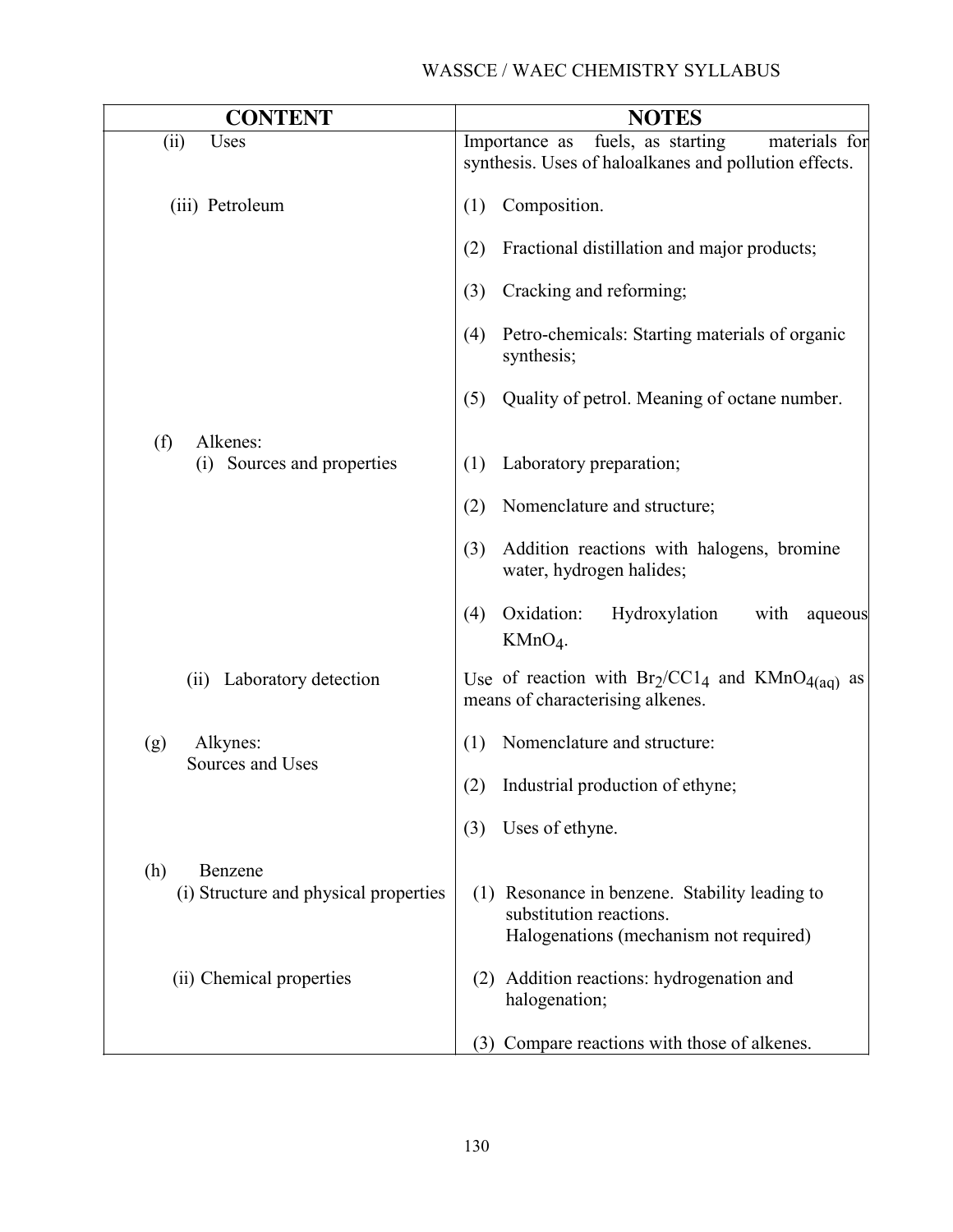| CONTENT | NOTES |
|---|---|
| (ii) Uses | Importance as fuels, as starting materials for synthesis. Uses of haloalkanes and pollution effects. |
| (iii) Petroleum | (1) Composition. |
| | (2) Fractional distillation and major products; |
| | (3) Cracking and reforming; |
| | (4) Petro-chemicals: Starting materials of organic synthesis; |
| | (5) Quality of petrol. Meaning of octane number. |
| (f) Alkenes: | |
| (i) Sources and properties | (1) Laboratory preparation; |
| | (2) Nomenclature and structure; |
| | (3) Addition reactions with halogens, bromine water, hydrogen halides; |
| | (4) Oxidation: Hydroxylation with aqueous $KMnO_4$. |
| (ii) Laboratory detection | Use of reaction with $Br_2/CCl_4$ and $KMnO_{4(aq)}$ as means of characterising alkenes. |
| (g) Alkynes: Sources and Uses | (1) Nomenclature and structure: |
| | (2) Industrial production of ethyne; |
| | (3) Uses of ethyne. |
| (h) Benzene | |
| (i) Structure and physical properties | (1) Resonance in benzene. Stability leading to substitution reactions. Halogenations (mechanism not required) |
| (ii) Chemical properties | (2) Addition reactions: hydrogenation and halogenation; |
| | (3) Compare reactions with those of alkenes. |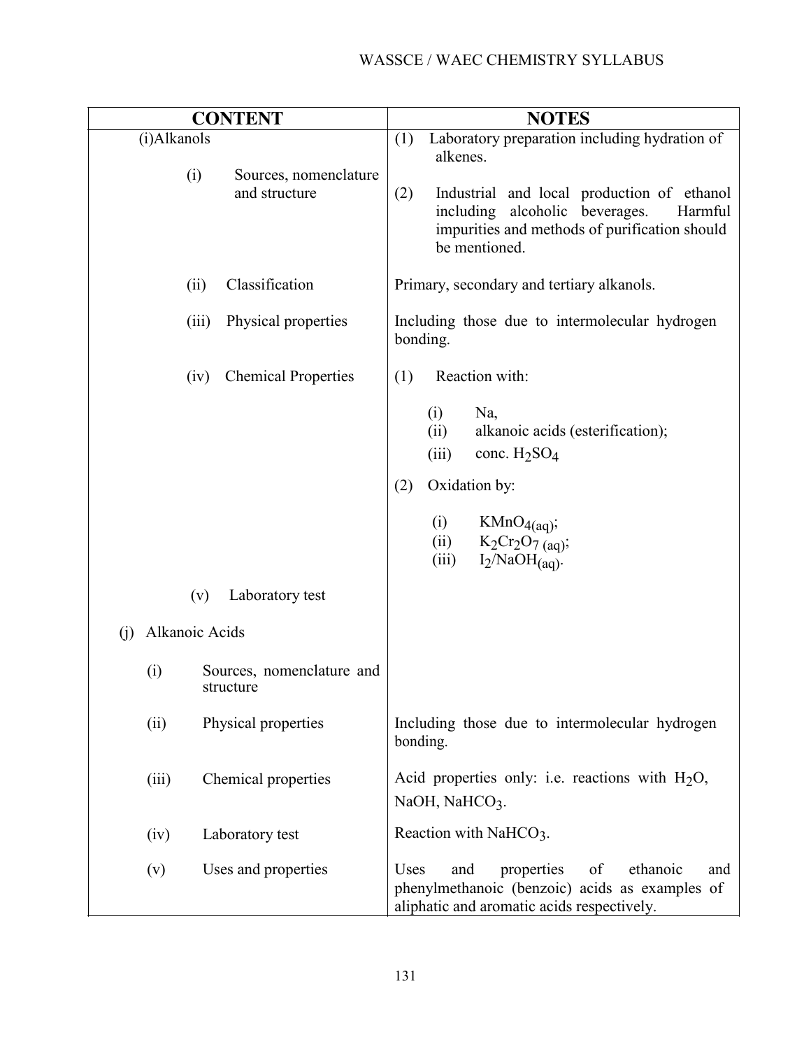| CONTENT | NOTES |
|---|---|
| (i)Alkanols | |
| (i) Sources, nomenclature and structure | (1) Laboratory preparation including hydration of alkenes.<br><br>(2) Industrial and local production of ethanol including alcoholic beverages. Harmful impurities and methods of purification should be mentioned. |
| (ii) Classification | Primary, secondary and tertiary alkanols. |
| (iii) Physical properties | Including those due to intermolecular hydrogen bonding. |
| (iv) Chemical Properties | (1) Reaction with:<br>(i) Na,<br>(ii) alkanoic acids (esterification);<br>(iii) conc. $H_2SO_4$<br><br>(2) Oxidation by:<br>(i) $KMnO_{4(aq)}$;<br>(ii) $K_2Cr_2O_{7\ (aq)}$;<br>(iii) $I_2/NaOH_{(aq)}$. |
| (v) Laboratory test | |
| (j) Alkanoic Acids | |
| (i) Sources, nomenclature and structure | |
| (ii) Physical properties | Including those due to intermolecular hydrogen bonding. |
| (iii) Chemical properties | Acid properties only: i.e. reactions with $H_2O$, $NaOH$, $NaHCO_3$. |
| (iv) Laboratory test | Reaction with $NaHCO_3$. |
| (v) Uses and properties | Uses and properties of ethanoic and phenylmethanoic (benzoic) acids as examples of aliphatic and aromatic acids respectively. |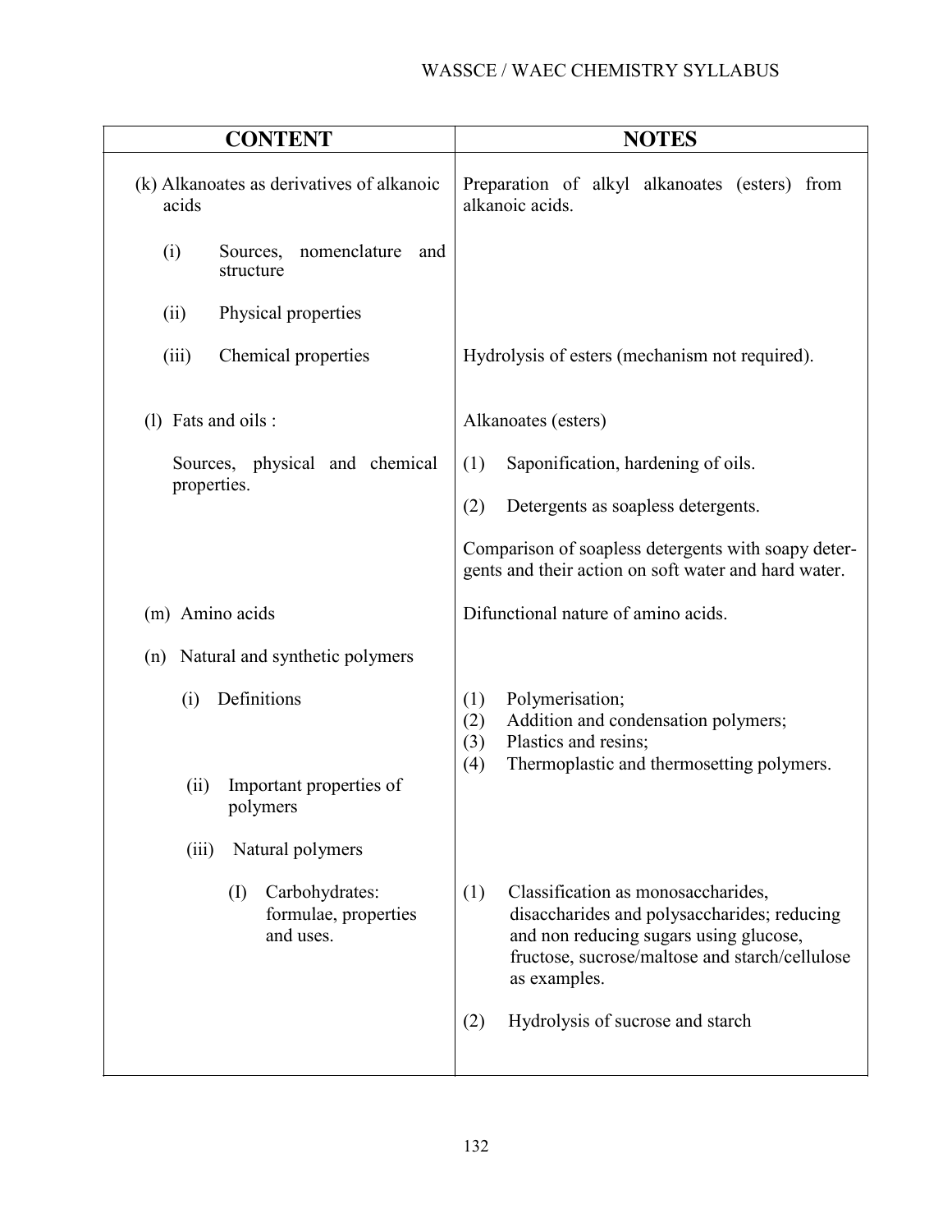| CONTENT | NOTES |
|---|---|
| (k) Alkanoates as derivatives of alkanoic acids | Preparation of alkyl alkanoates (esters) from alkanoic acids. |
| (i) Sources, nomenclature and structure | |
| (ii) Physical properties | |
| (iii) Chemical properties | Hydrolysis of esters (mechanism not required). |
| (l) Fats and oils : | Alkanoates (esters) |
| Sources, physical and chemical properties. | (1) Saponification, hardening of oils. <br> (2) Detergents as soapless detergents. <br> Comparison of soapless detergents with soapy detergents and their action on soft water and hard water. |
| (m) Amino acids | Difunctional nature of amino acids. |
| (n) Natural and synthetic polymers | |
| (i) Definitions | (1) Polymerisation; <br> (2) Addition and condensation polymers; <br> (3) Plastics and resins; <br> (4) Thermoplastic and thermosetting polymers. |
| (ii) Important properties of polymers | |
| (iii) Natural polymers | |
| (I) Carbohydrates: formulae, properties and uses. | (1) Classification as monosaccharides, disaccharides and polysaccharides; reducing and non reducing sugars using glucose, fructose, sucrose/maltose and starch/cellulose as examples. <br> (2) Hydrolysis of sucrose and starch |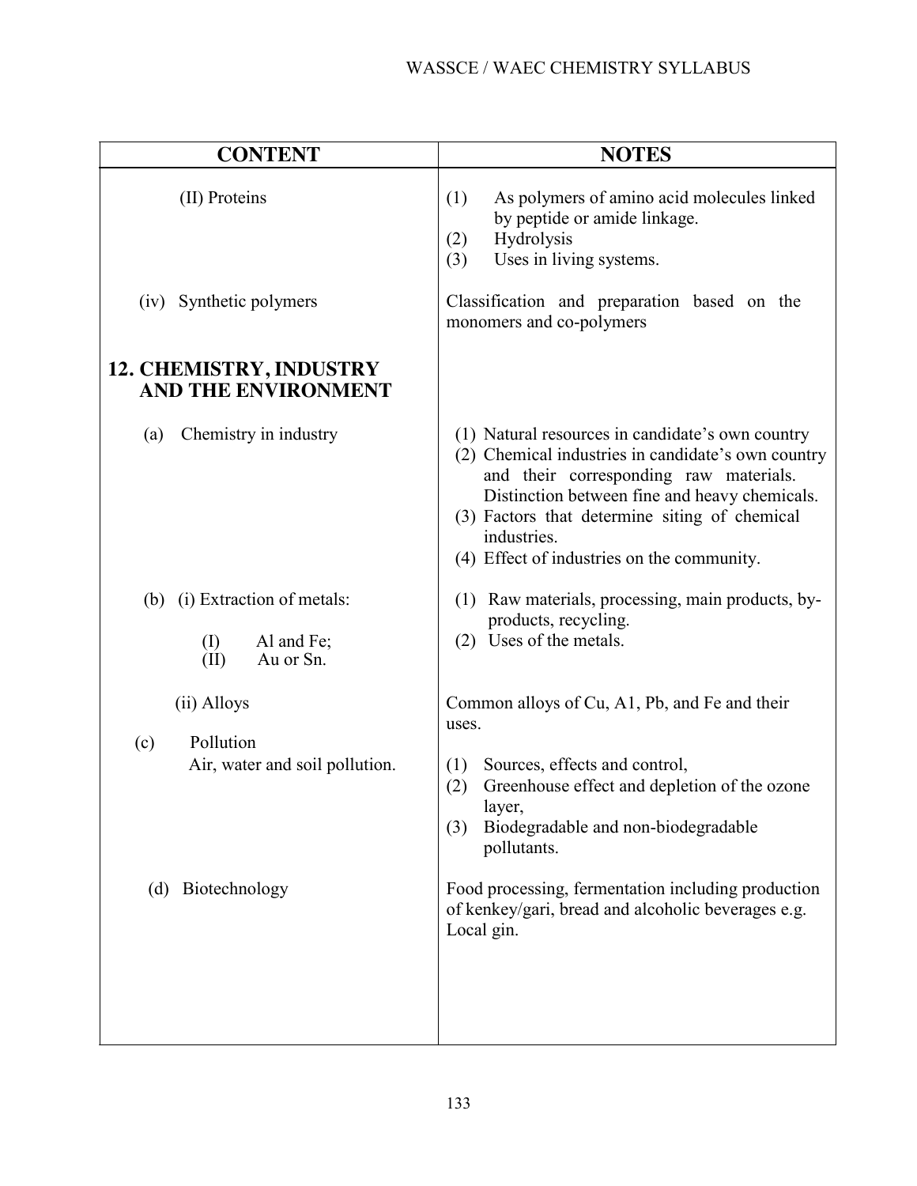| CONTENT | NOTES |
|---|---|
| (II) Proteins | (1) As polymers of amino acid molecules linked by peptide or amide linkage.<br>(2) Hydrolysis<br>(3) Uses in living systems. |
| (iv) Synthetic polymers | Classification and preparation based on the monomers and co-polymers |
| **12. CHEMISTRY, INDUSTRY AND THE ENVIRONMENT** | |
| (a) Chemistry in industry | (1) Natural resources in candidate's own country<br>(2) Chemical industries in candidate's own country and their corresponding raw materials. Distinction between fine and heavy chemicals.<br>(3) Factors that determine siting of chemical industries.<br>(4) Effect of industries on the community. |
| (b) (i) Extraction of metals:<br>(I) Al and Fe;<br>(II) Au or Sn. | (1) Raw materials, processing, main products, by-products, recycling.<br>(2) Uses of the metals. |
| (ii) Alloys | Common alloys of Cu, A1, Pb, and Fe and their uses. |
| (c) Pollution<br>Air, water and soil pollution. | (1) Sources, effects and control,<br>(2) Greenhouse effect and depletion of the ozone layer,<br>(3) Biodegradable and non-biodegradable pollutants. |
| (d) Biotechnology | Food processing, fermentation including production of kenkey/gari, bread and alcoholic beverages e.g. Local gin. |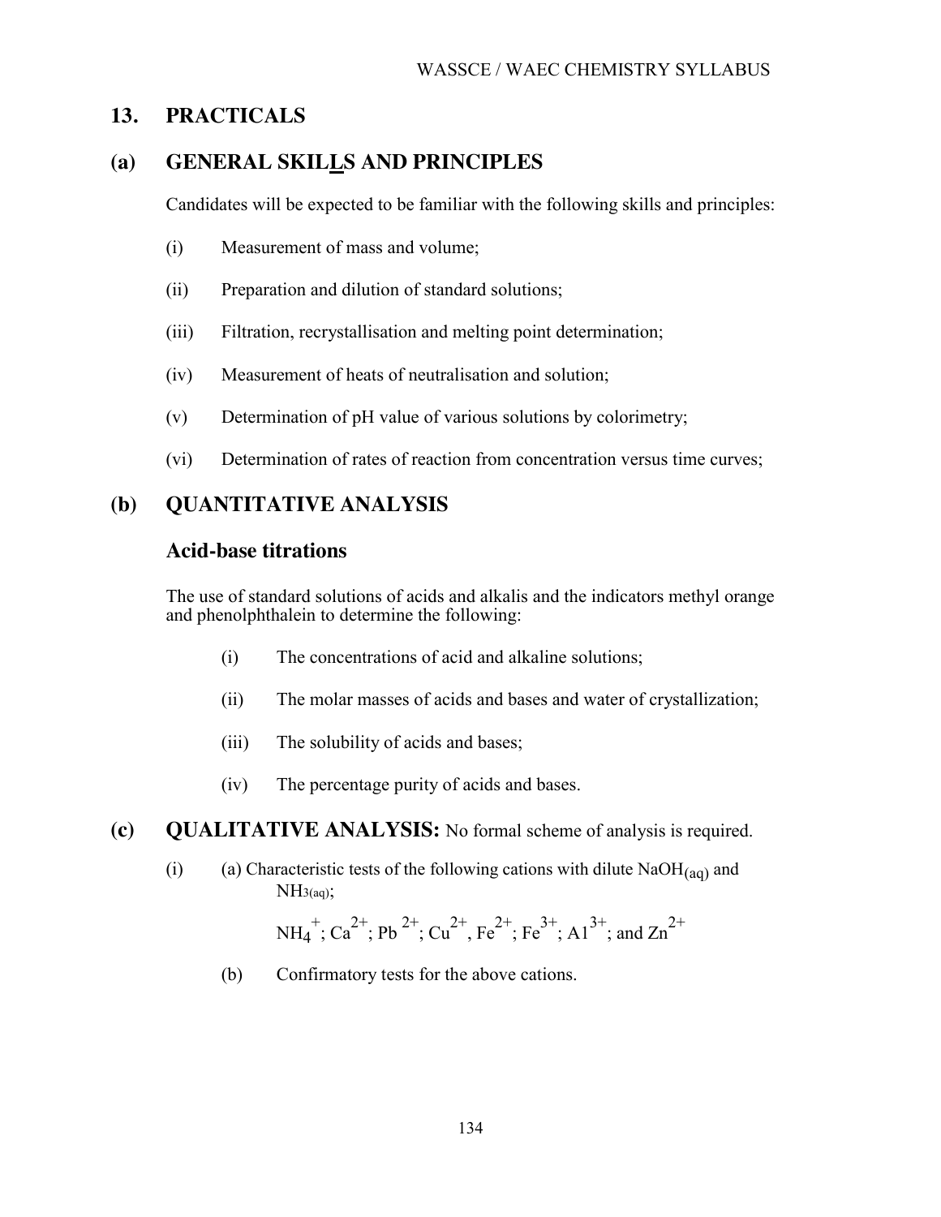## 13. PRACTICALS

## (a) GENERAL SKILLS AND PRINCIPLES

Candidates will be expected to be familiar with the following skills and principles:

(i) Measurement of mass and volume;

(ii) Preparation and dilution of standard solutions;

(iii) Filtration, recrystallisation and melting point determination;

(iv) Measurement of heats of neutralisation and solution;

(v) Determination of pH value of various solutions by colorimetry;

(vi) Determination of rates of reaction from concentration versus time curves;

## (b) QUANTITATIVE ANALYSIS

### Acid-base titrations

The use of standard solutions of acids and alkalis and the indicators methyl orange and phenolphthalein to determine the following:

(i) The concentrations of acid and alkaline solutions;

(ii) The molar masses of acids and bases and water of crystallization;

(iii) The solubility of acids and bases;

(iv) The percentage purity of acids and bases.

## (c) QUALITATIVE ANALYSIS: No formal scheme of analysis is required.

(i) (a) Characteristic tests of the following cations with dilute $NaOH_{(aq)}$ and $NH_{3(aq)}$;

$NH_4^+$; $Ca^{2+}$; $Pb^{2+}$; $Cu^{2+}$, $Fe^{2+}$; $Fe^{3+}$; $Al^{3+}$; and $Zn^{2+}$

(b) Confirmatory tests for the above cations.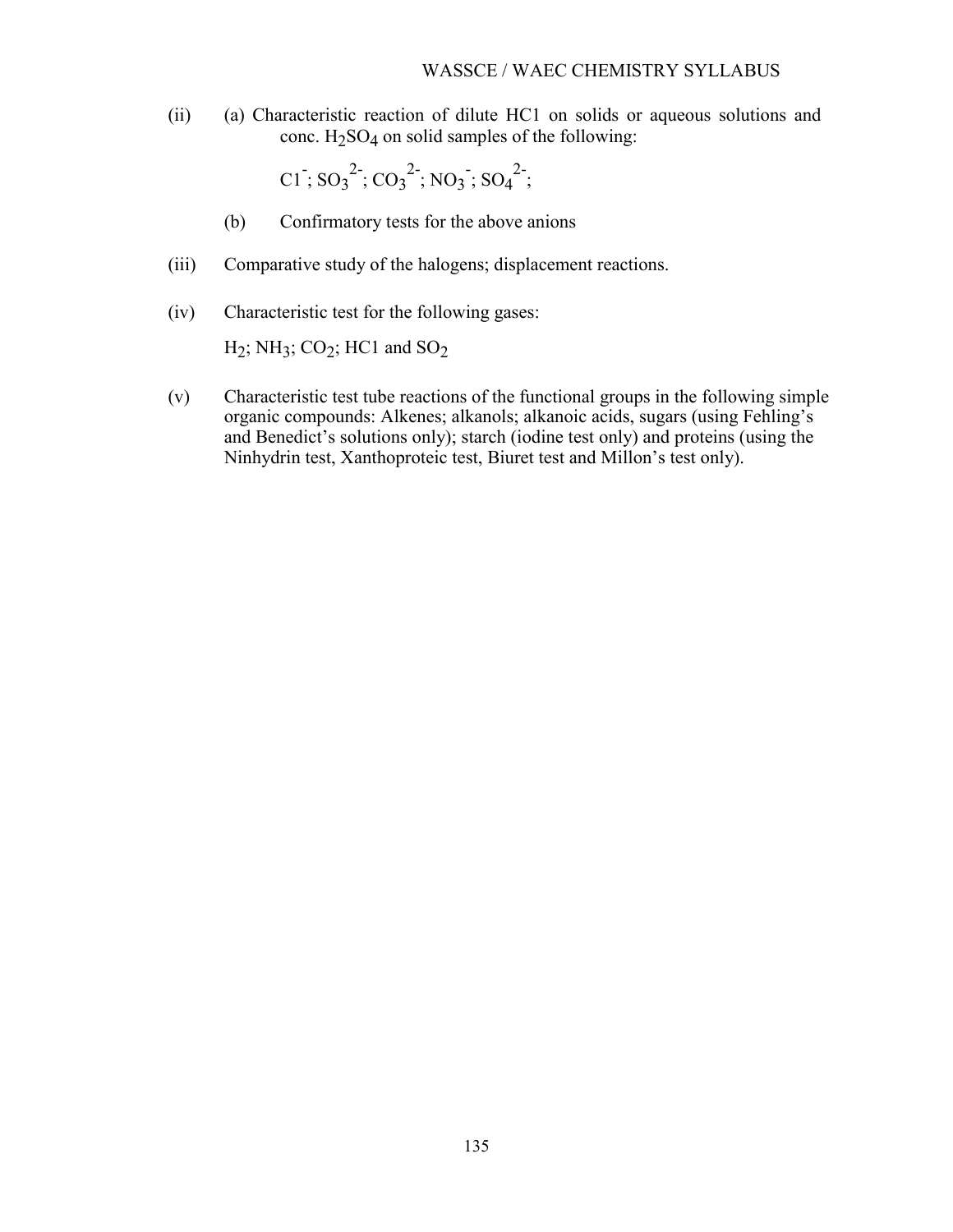(ii) (a) Characteristic reaction of dilute HC1 on solids or aqueous solutions and conc. $H_2SO_4$ on solid samples of the following:

$C1^-$; $SO_3^{2-}$; $CO_3^{2-}$; $NO_3^-$; $SO_4^{2-}$;

(b) Confirmatory tests for the above anions

(iii) Comparative study of the halogens; displacement reactions.

(iv) Characteristic test for the following gases:

$H_2$; $NH_3$; $CO_2$; HC1 and $SO_2$

(v) Characteristic test tube reactions of the functional groups in the following simple organic compounds: Alkenes; alkanols; alkanoic acids, sugars (using Fehling's and Benedict's solutions only); starch (iodine test only) and proteins (using the Ninhydrin test, Xanthoproteic test, Biuret test and Millon's test only).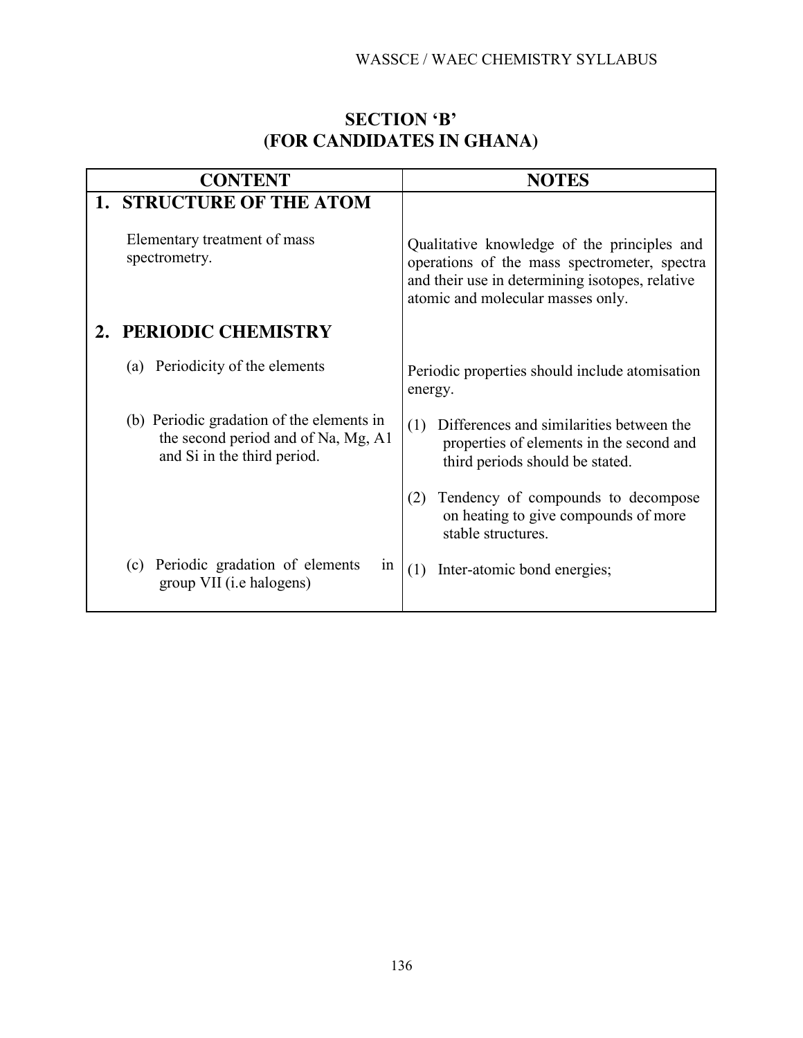# SECTION 'B'
# (FOR CANDIDATES IN GHANA)

| CONTENT | NOTES |
|---|---|
| **1. STRUCTURE OF THE ATOM** | |
| Elementary treatment of mass spectrometry. | Qualitative knowledge of the principles and operations of the mass spectrometer, spectra and their use in determining isotopes, relative atomic and molecular masses only. |
| **2. PERIODIC CHEMISTRY** | |
| (a) Periodicity of the elements | Periodic properties should include atomisation energy. |
| (b) Periodic gradation of the elements in the second period and of Na, Mg, A1 and Si in the third period. | (1) Differences and similarities between the properties of elements in the second and third periods should be stated.<br><br>(2) Tendency of compounds to decompose on heating to give compounds of more stable structures. |
| (c) Periodic gradation of elements in group VII (i.e halogens) | (1) Inter-atomic bond energies; |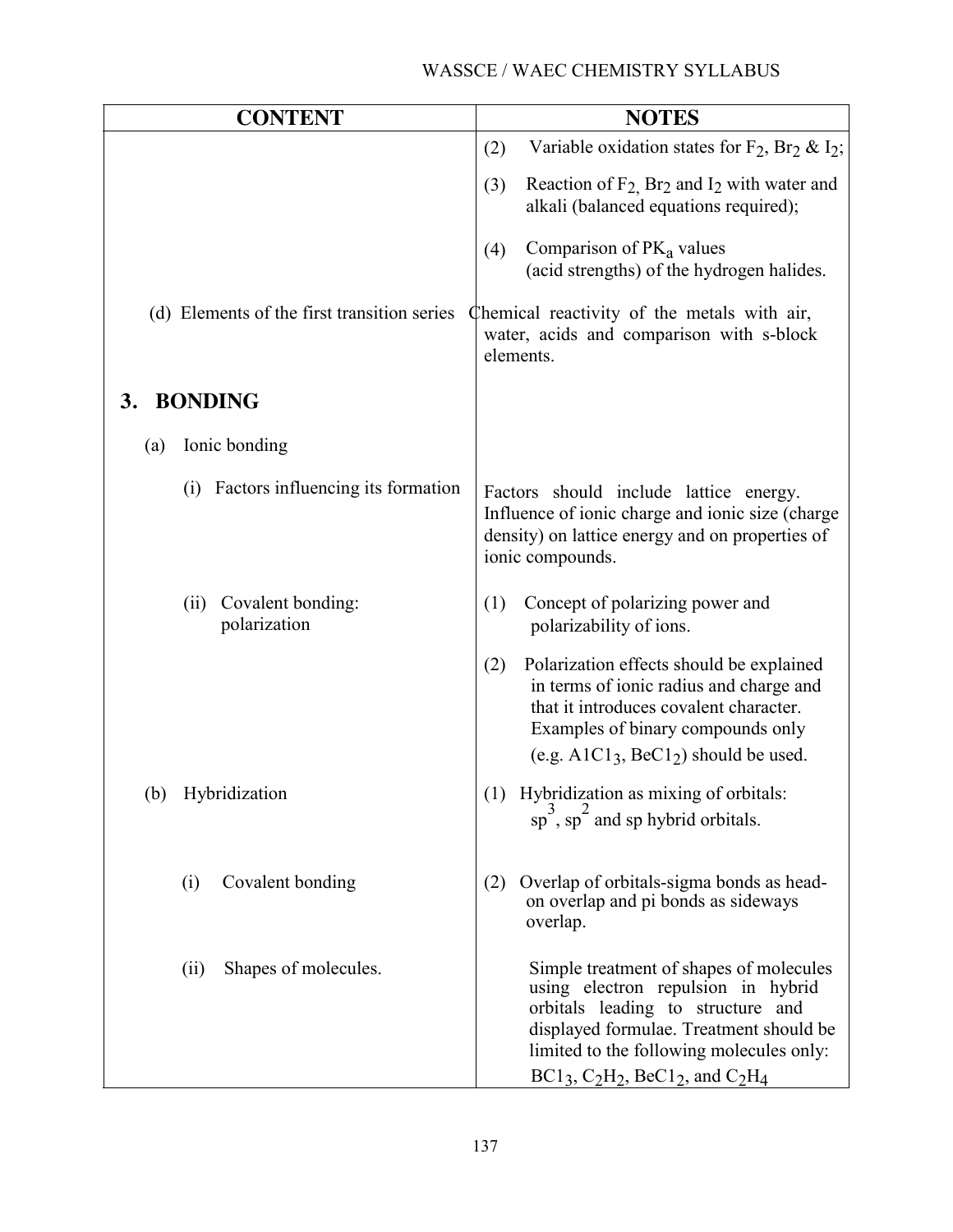| CONTENT | NOTES |
| --- | --- |
| | (2) Variable oxidation states for $F_2$, $Br_2$ & $I_2$; |
| | (3) Reaction of $F_2$, $Br_2$ and $I_2$ with water and alkali (balanced equations required); |
| | (4) Comparison of $PK_a$ values (acid strengths) of the hydrogen halides. |
| (d) Elements of the first transition series | Chemical reactivity of the metals with air, water, acids and comparison with s-block elements. |
| **3. BONDING** | |
| (a) Ionic bonding | |
| (i) Factors influencing its formation | Factors should include lattice energy. Influence of ionic charge and ionic size (charge density) on lattice energy and on properties of ionic compounds. |
| (ii) Covalent bonding: polarization | (1) Concept of polarizing power and polarizability of ions. |
| | (2) Polarization effects should be explained in terms of ionic radius and charge and that it introduces covalent character. Examples of binary compounds only (e.g. $AlCl_3$, $BeCl_2$) should be used. |
| (b) Hybridization | (1) Hybridization as mixing of orbitals: $sp^3$, $sp^2$ and sp hybrid orbitals. |
| (i) Covalent bonding | (2) Overlap of orbitals-sigma bonds as head-on overlap and pi bonds as sideways overlap. |
| (ii) Shapes of molecules. | Simple treatment of shapes of molecules using electron repulsion in hybrid orbitals leading to structure and displayed formulae. Treatment should be limited to the following molecules only: $BCl_3$, $C_2H_2$, $BeCl_2$, and $C_2H_4$ |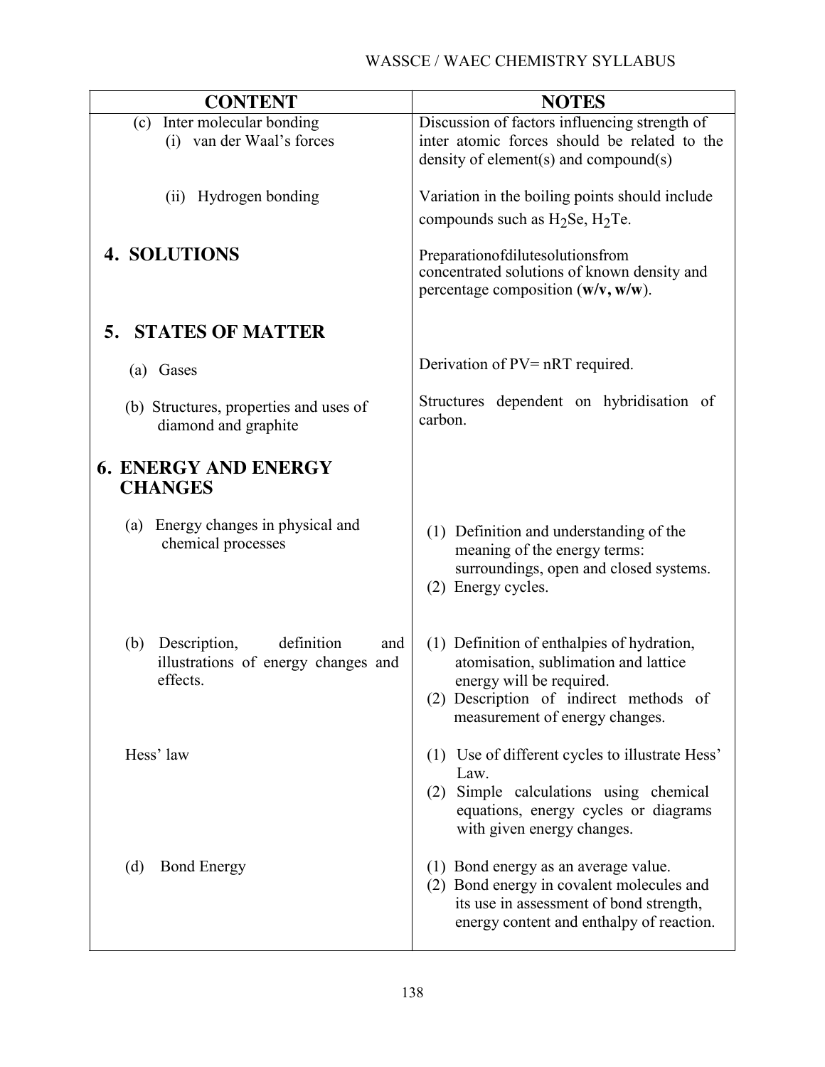| CONTENT | NOTES |
|---|---|
| (c) Inter molecular bonding<br>(i) van der Waal's forces | Discussion of factors influencing strength of inter atomic forces should be related to the density of element(s) and compound(s) |
| (ii) Hydrogen bonding | Variation in the boiling points should include compounds such as $H_2Se$, $H_2Te$. |
| **4. SOLUTIONS** | Preparationofdilutesolutionsfrom concentrated solutions of known density and percentage composition (**w/v, w/w**). |
| **5. STATES OF MATTER** | |
| (a) Gases | Derivation of PV= nRT required. |
| (b) Structures, properties and uses of diamond and graphite | Structures dependent on hybridisation of carbon. |
| **6. ENERGY AND ENERGY CHANGES** | |
| (a) Energy changes in physical and chemical processes | (1) Definition and understanding of the meaning of the energy terms: surroundings, open and closed systems.<br>(2) Energy cycles. |
| (b) Description, definition and illustrations of energy changes and effects. | (1) Definition of enthalpies of hydration, atomisation, sublimation and lattice energy will be required.<br>(2) Description of indirect methods of measurement of energy changes. |
| Hess' law | (1) Use of different cycles to illustrate Hess' Law.<br>(2) Simple calculations using chemical equations, energy cycles or diagrams with given energy changes. |
| (d) Bond Energy | (1) Bond energy as an average value.<br>(2) Bond energy in covalent molecules and its use in assessment of bond strength, energy content and enthalpy of reaction. |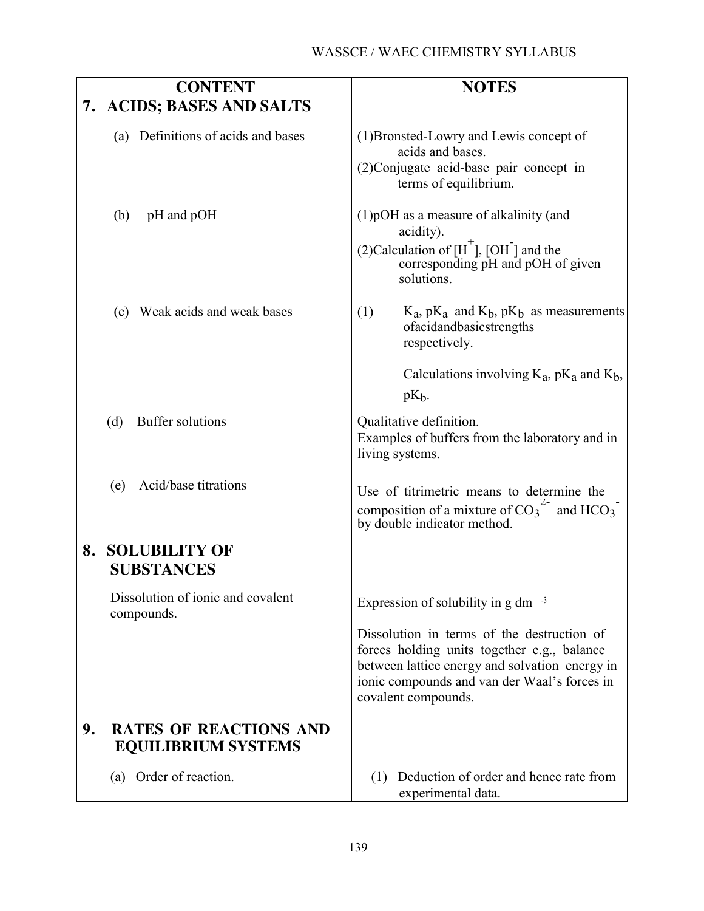| CONTENT | NOTES |
|---|---|
| **7. ACIDS; BASES AND SALTS** | |
| (a) Definitions of acids and bases | (1)Bronsted-Lowry and Lewis concept of acids and bases.<br>(2)Conjugate acid-base pair concept in terms of equilibrium. |
| (b) pH and pOH | (1)pOH as a measure of alkalinity (and acidity).<br>(2)Calculation of $[H^+]$, $[OH^-]$ and the corresponding pH and pOH of given solutions. |
| (c) Weak acids and weak bases | (1) $K_a$, $pK_a$ and $K_b$, $pK_b$ as measurements ofacidandbasicstrengths respectively.<br><br>Calculations involving $K_a$, $pK_a$ and $K_b$, $pK_b$. |
| (d) Buffer solutions | Qualitative definition.<br>Examples of buffers from the laboratory and in living systems. |
| (e) Acid/base titrations | Use of titrimetric means to determine the composition of a mixture of $CO_3^{2-}$ and $HCO_3^-$ by double indicator method. |
| **8. SOLUBILITY OF SUBSTANCES** | |
| Dissolution of ionic and covalent compounds. | Expression of solubility in g $dm^{-3}$<br><br>Dissolution in terms of the destruction of forces holding units together e.g., balance between lattice energy and solvation energy in ionic compounds and van der Waal's forces in covalent compounds. |
| **9. RATES OF REACTIONS AND EQUILIBRIUM SYSTEMS** | |
| (a) Order of reaction. | (1) Deduction of order and hence rate from experimental data. |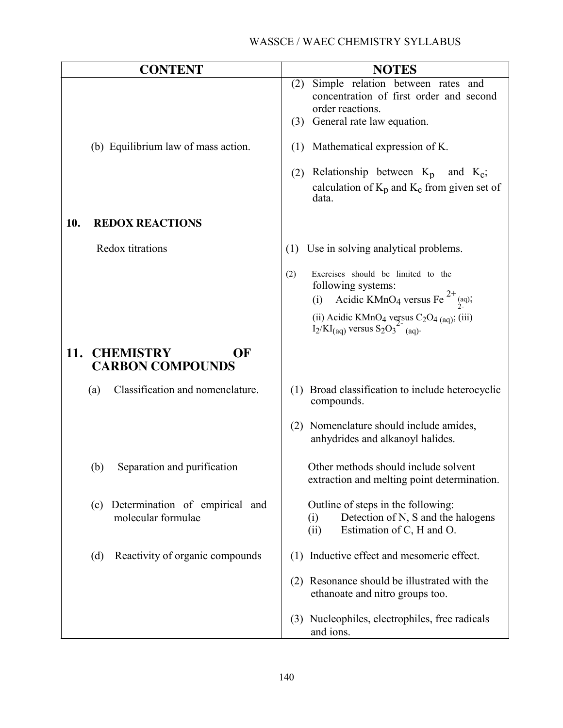| CONTENT | NOTES |
|---|---|
| | (2) Simple relation between rates and concentration of first order and second order reactions.<br>(3) General rate law equation. |
| (b) Equilibrium law of mass action. | (1) Mathematical expression of K.<br><br>(2) Relationship between $K_p$ and $K_c$; calculation of $K_p$ and $K_c$ from given set of data. |
| **10. REDOX REACTIONS** | |
| Redox titrations | (1) Use in solving analytical problems.<br><br>(2) Exercises should be limited to the following systems:<br>(i) Acidic $KMnO_4$ versus $Fe^{2+}_{(aq)}$;<br>(ii) Acidic $KMnO_4$ versus $C_2O_4^{2-}{}_{(aq)}$; (iii) $I_2/KI_{(aq)}$ versus $S_2O_3^{2-}{}_{(aq)}$. |
| **11. CHEMISTRY OF CARBON COMPOUNDS** | |
| (a) Classification and nomenclature. | (1) Broad classification to include heterocyclic compounds.<br><br>(2) Nomenclature should include amides, anhydrides and alkanoyl halides. |
| (b) Separation and purification | Other methods should include solvent extraction and melting point determination. |
| (c) Determination of empirical and molecular formulae | Outline of steps in the following:<br>(i) Detection of N, S and the halogens<br>(ii) Estimation of C, H and O. |
| (d) Reactivity of organic compounds | (1) Inductive effect and mesomeric effect.<br><br>(2) Resonance should be illustrated with the ethanoate and nitro groups too.<br><br>(3) Nucleophiles, electrophiles, free radicals and ions. |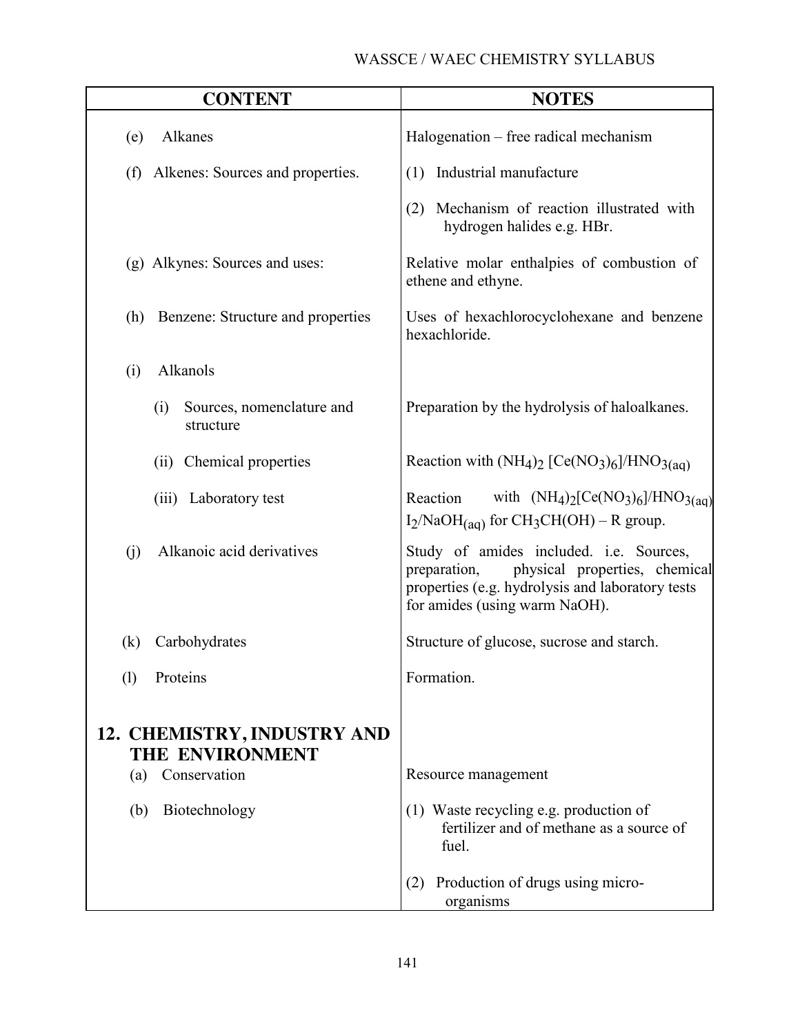| CONTENT | NOTES |
|---|---|
| (e) Alkanes | Halogenation – free radical mechanism |
| (f) Alkenes: Sources and properties. | (1) Industrial manufacture |
| | (2) Mechanism of reaction illustrated with hydrogen halides e.g. HBr. |
| (g) Alkynes: Sources and uses: | Relative molar enthalpies of combustion of ethene and ethyne. |
| (h) Benzene: Structure and properties | Uses of hexachlorocyclohexane and benzene hexachloride. |
| (i) Alkanols | |
| (i) Sources, nomenclature and structure | Preparation by the hydrolysis of haloalkanes. |
| (ii) Chemical properties | Reaction with $(NH_4)_2\,[Ce(NO_3)_6]/HNO_{3(aq)}$ |
| (iii) Laboratory test | Reaction with $(NH_4)_2[Ce(NO_3)_6]/HNO_{3(aq)}$ $I_2/NaOH_{(aq)}$ for $CH_3CH(OH) – R$ group. |
| (j) Alkanoic acid derivatives | Study of amides included. i.e. Sources, preparation, physical properties, chemical properties (e.g. hydrolysis and laboratory tests for amides (using warm NaOH). |
| (k) Carbohydrates | Structure of glucose, sucrose and starch. |
| (l) Proteins | Formation. |
| **12. CHEMISTRY, INDUSTRY AND THE ENVIRONMENT** | |
| (a) Conservation | Resource management |
| (b) Biotechnology | (1) Waste recycling e.g. production of fertilizer and of methane as a source of fuel. |
| | (2) Production of drugs using micro-organisms |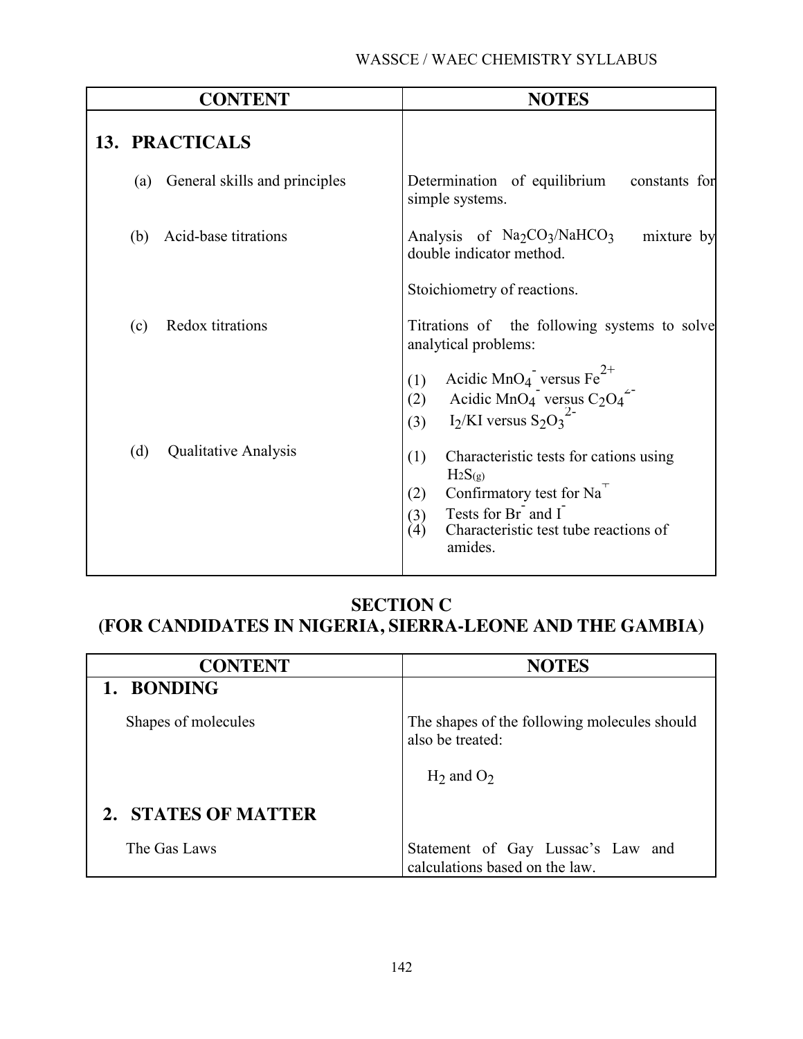| CONTENT | NOTES |
| --- | --- |
| **13. PRACTICALS** | |
| (a) General skills and principles | Determination of equilibrium constants for simple systems. |
| (b) Acid-base titrations | Analysis of $Na_2CO_3/NaHCO_3$ mixture by double indicator method.<br><br>Stoichiometry of reactions. |
| (c) Redox titrations | Titrations of the following systems to solve analytical problems:<br>(1) Acidic $MnO_4^-$ versus $Fe^{2+}$<br>(2) Acidic $MnO_4^-$ versus $C_2O_4^{2-}$<br>(3) $I_2$/KI versus $S_2O_3^{2-}$ |
| (d) Qualitative Analysis | (1) Characteristic tests for cations using $H_2S_{(g)}$<br>(2) Confirmatory test for $Na^+$<br>(3) Tests for $Br^-$ and $I^-$<br>(4) Characteristic test tube reactions of amides. |

## SECTION C
## (FOR CANDIDATES IN NIGERIA, SIERRA-LEONE AND THE GAMBIA)

| CONTENT | NOTES |
| --- | --- |
| **1. BONDING** | |
| Shapes of molecules | The shapes of the following molecules should also be treated:<br><br>$H_2$ and $O_2$ |
| **2. STATES OF MATTER** | |
| The Gas Laws | Statement of Gay Lussac's Law and calculations based on the law. |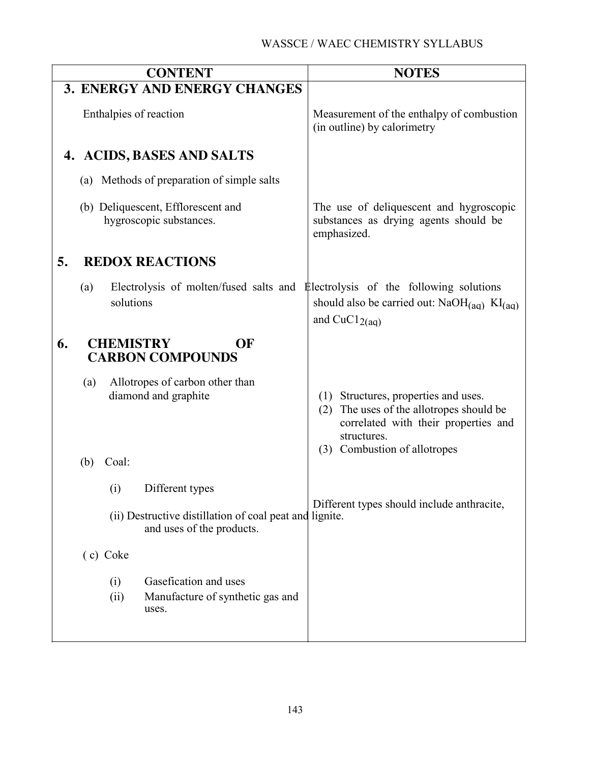| CONTENT | NOTES |
| --- | --- |
| **3. ENERGY AND ENERGY CHANGES** | |
| Enthalpies of reaction | Measurement of the enthalpy of combustion (in outline) by calorimetry |
| **4. ACIDS, BASES AND SALTS** | |
| (a) Methods of preparation of simple salts | |
| (b) Deliquescent, Efflorescent and hygroscopic substances. | The use of deliquescent and hygroscopic substances as drying agents should be emphasized. |
| **5. REDOX REACTIONS** | |
| (a) Electrolysis of molten/fused salts and solutions | Electrolysis of the following solutions should also be carried out: $NaOH_{(aq)}$ $KI_{(aq)}$ and $CuCl_{2(aq)}$ |
| **6. CHEMISTRY OF CARBON COMPOUNDS** | |
| (a) Allotropes of carbon other than diamond and graphite | (1) Structures, properties and uses. (2) The uses of the allotropes should be correlated with their properties and structures. (3) Combustion of allotropes |
| (b) Coal: | |
| (i) Different types | Different types should include anthracite, lignite. |
| (ii) Destructive distillation of coal peat and uses of the products. | |
| (c) Coke | |
| (i) Gasefication and uses | |
| (ii) Manufacture of synthetic gas and uses. | |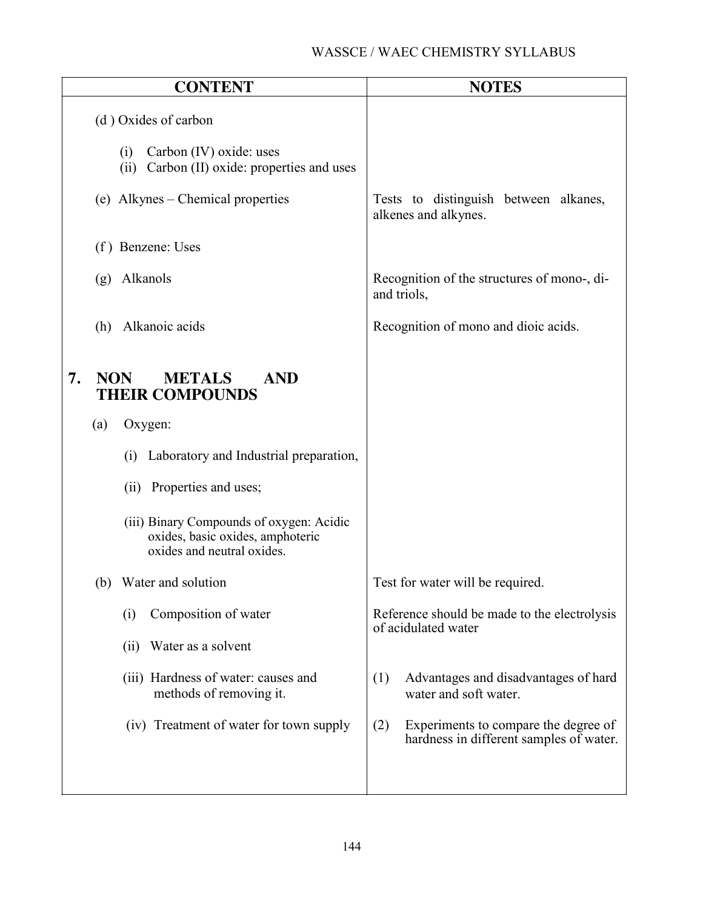| CONTENT | NOTES |
|---|---|
| (d ) Oxides of carbon | |
| (i) Carbon (IV) oxide: uses<br>(ii) Carbon (II) oxide: properties and uses | |
| (e) Alkynes – Chemical properties | Tests to distinguish between alkanes, alkenes and alkynes. |
| (f ) Benzene: Uses | |
| (g) Alkanols | Recognition of the structures of mono-, di- and triols, |
| (h) Alkanoic acids | Recognition of mono and dioic acids. |
| **7. NON METALS AND THEIR COMPOUNDS** | |
| (a) Oxygen: | |
| (i) Laboratory and Industrial preparation, | |
| (ii) Properties and uses; | |
| (iii) Binary Compounds of oxygen: Acidic oxides, basic oxides, amphoteric oxides and neutral oxides. | |
| (b) Water and solution | Test for water will be required. |
| (i) Composition of water | Reference should be made to the electrolysis of acidulated water |
| (ii) Water as a solvent | |
| (iii) Hardness of water: causes and methods of removing it. | (1) Advantages and disadvantages of hard water and soft water. |
| (iv) Treatment of water for town supply | (2) Experiments to compare the degree of hardness in different samples of water. |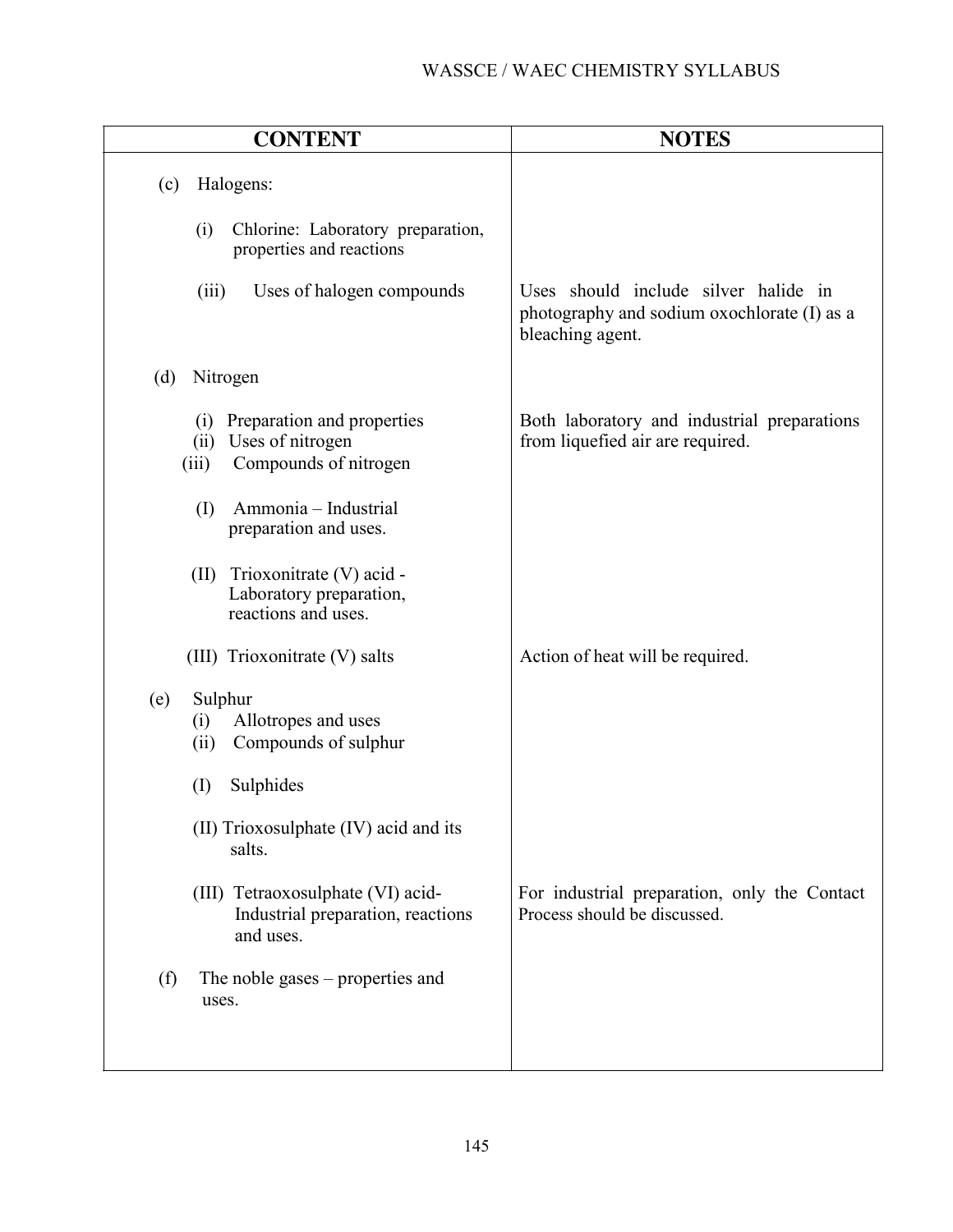| CONTENT | NOTES |
|---|---|
| (c) Halogens: | |
| (i) Chlorine: Laboratory preparation, properties and reactions | |
| (iii) Uses of halogen compounds | Uses should include silver halide in photography and sodium oxochlorate (I) as a bleaching agent. |
| (d) Nitrogen | |
| (i) Preparation and properties<br>(ii) Uses of nitrogen<br>(iii) Compounds of nitrogen | Both laboratory and industrial preparations from liquefied air are required. |
| (I) Ammonia – Industrial preparation and uses. | |
| (II) Trioxonitrate (V) acid - Laboratory preparation, reactions and uses. | |
| (III) Trioxonitrate (V) salts | Action of heat will be required. |
| (e) Sulphur<br>(i) Allotropes and uses<br>(ii) Compounds of sulphur | |
| (I) Sulphides | |
| (II) Trioxosulphate (IV) acid and its salts. | |
| (III) Tetraoxosulphate (VI) acid- Industrial preparation, reactions and uses. | For industrial preparation, only the Contact Process should be discussed. |
| (f) The noble gases – properties and uses. | |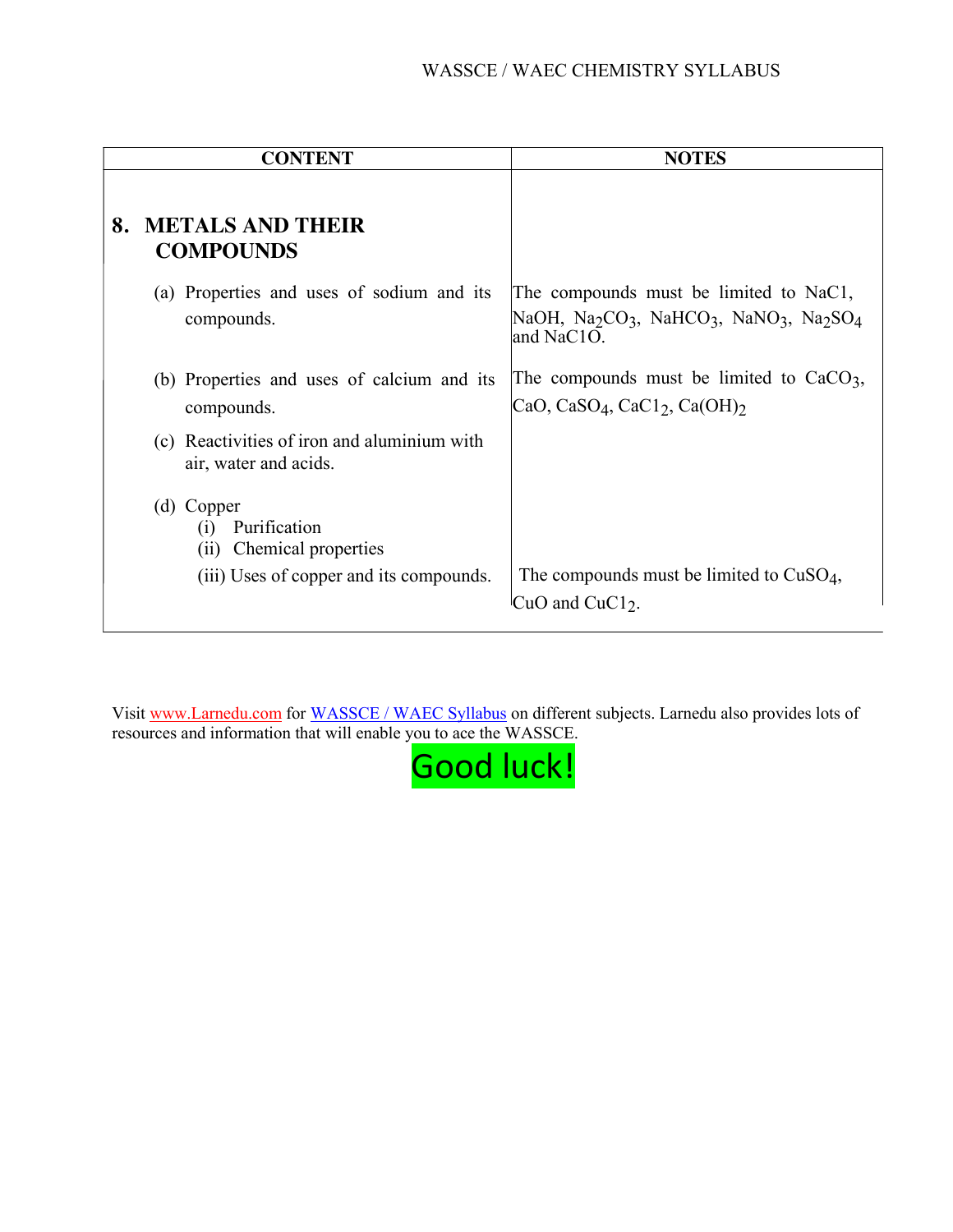| CONTENT | NOTES |
|---|---|
| **8. METALS AND THEIR COMPOUNDS** | |
| (a) Properties and uses of sodium and its compounds. | The compounds must be limited to NaC1, NaOH, $Na_2CO_3$, $NaHCO_3$, $NaNO_3$, $Na_2SO_4$ and NaC1O. |
| (b) Properties and uses of calcium and its compounds. | The compounds must be limited to $CaCO_3$, CaO, $CaSO_4$, $CaC1_2$, $Ca(OH)_2$ |
| (c) Reactivities of iron and aluminium with air, water and acids. | |
| (d) Copper<br>(i) Purification<br>(ii) Chemical properties<br>(iii) Uses of copper and its compounds. | The compounds must be limited to $CuSO_4$, CuO and $CuC1_2$. |

Visit www.Larnedu.com for WASSCE / WAEC Syllabus on different subjects. Larnedu also provides lots of resources and information that will enable you to ace the WASSCE.

Good luck!